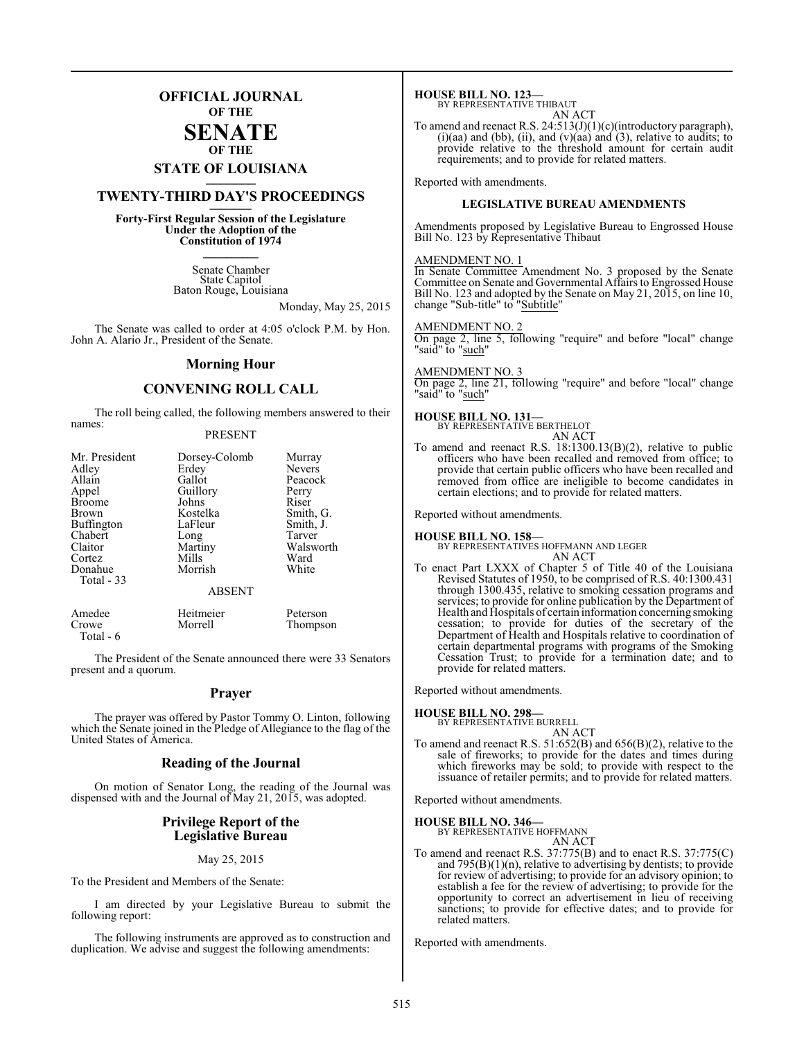# OFFICIAL JOURNAL OF THE SENATE OF THE STATE OF LOUISIANA

## TWENTY-THIRD DAY'S PROCEEDINGS

**Forty-First Regular Session of the Legislature Under the Adoption of the Constitution of 1974**

Senate Chamber
State Capitol
Baton Rouge, Louisiana

Monday, May 25, 2015

The Senate was called to order at 4:05 o'clock P.M. by Hon. John A. Alario Jr., President of the Senate.

## Morning Hour

## CONVENING ROLL CALL

The roll being called, the following members answered to their names:

PRESENT

| | | |
|---|---|---|
| Mr. President | Dorsey-Colomb | Murray |
| Adley | Erdey | Nevers |
| Allain | Gallot | Peacock |
| Appel | Guillory | Perry |
| Broome | Johns | Riser |
| Brown | Kostelka | Smith, G. |
| Buffington | LaFleur | Smith, J. |
| Chabert | Long | Tarver |
| Claitor | Martiny | Walsworth |
| Cortez | Mills | Ward |
| Donahue | Morrish | White |

Total - 33

ABSENT

| | | |
|---|---|---|
| Amedee | Heitmeier | Peterson |
| Crowe | Morrell | Thompson |

Total - 6

The President of the Senate announced there were 33 Senators present and a quorum.

## Prayer

The prayer was offered by Pastor Tommy O. Linton, following which the Senate joined in the Pledge of Allegiance to the flag of the United States of America.

## Reading of the Journal

On motion of Senator Long, the reading of the Journal was dispensed with and the Journal of May 21, 2015, was adopted.

## Privilege Report of the Legislative Bureau

May 25, 2015

To the President and Members of the Senate:

I am directed by your Legislative Bureau to submit the following report:

The following instruments are approved as to construction and duplication. We advise and suggest the following amendments:

**HOUSE BILL NO. 123—**
BY REPRESENTATIVE THIBAUT
AN ACT

To amend and reenact R.S. 24:513(J)(1)(c)(introductory paragraph), (i)(aa) and (bb), (ii), and (v)(aa) and (3), relative to audits; to provide relative to the threshold amount for certain audit requirements; and to provide for related matters.

Reported with amendments.

### LEGISLATIVE BUREAU AMENDMENTS

Amendments proposed by Legislative Bureau to Engrossed House Bill No. 123 by Representative Thibaut

AMENDMENT NO. 1
In Senate Committee Amendment No. 3 proposed by the Senate Committee on Senate and Governmental Affairs to Engrossed House Bill No. 123 and adopted by the Senate on May 21, 2015, on line 10, change "Sub-title" to "Subtitle"

AMENDMENT NO. 2
On page 2, line 5, following "require" and before "local" change "said" to "such"

AMENDMENT NO. 3
On page 2, line 21, following "require" and before "local" change "said" to "such"

**HOUSE BILL NO. 131—**
BY REPRESENTATIVE BERTHELOT
AN ACT

To amend and reenact R.S. 18:1300.13(B)(2), relative to public officers who have been recalled and removed from office; to provide that certain public officers who have been recalled and removed from office are ineligible to become candidates in certain elections; and to provide for related matters.

Reported without amendments.

**HOUSE BILL NO. 158—**
BY REPRESENTATIVES HOFFMANN AND LEGER
AN ACT

To enact Part LXXX of Chapter 5 of Title 40 of the Louisiana Revised Statutes of 1950, to be comprised of R.S. 40:1300.431 through 1300.435, relative to smoking cessation programs and services; to provide for online publication by the Department of Health and Hospitals of certain information concerning smoking cessation; to provide for duties of the secretary of the Department of Health and Hospitals relative to coordination of certain departmental programs with programs of the Smoking Cessation Trust; to provide for a termination date; and to provide for related matters.

Reported without amendments.

**HOUSE BILL NO. 298—**
BY REPRESENTATIVE BURRELL
AN ACT

To amend and reenact R.S. 51:652(B) and 656(B)(2), relative to the sale of fireworks; to provide for the dates and times during which fireworks may be sold; to provide with respect to the issuance of retailer permits; and to provide for related matters.

Reported without amendments.

**HOUSE BILL NO. 346—**
BY REPRESENTATIVE HOFFMANN
AN ACT

To amend and reenact R.S. 37:775(B) and to enact R.S. 37:775(C) and 795(B)(1)(n), relative to advertising by dentists; to provide for review of advertising; to provide for an advisory opinion; to establish a fee for the review of advertising; to provide for the opportunity to correct an advertisement in lieu of receiving sanctions; to provide for effective dates; and to provide for related matters.

Reported with amendments.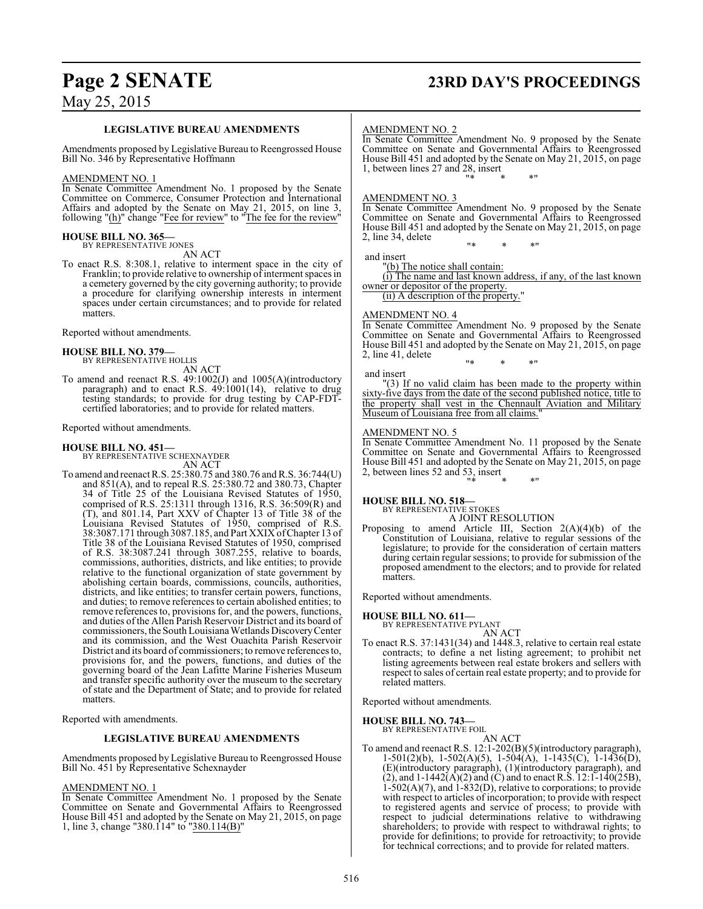### LEGISLATIVE BUREAU AMENDMENTS

Amendments proposed by Legislative Bureau to Reengrossed House Bill No. 346 by Representative Hoffmann

AMENDMENT NO. 1

In Senate Committee Amendment No. 1 proposed by the Senate Committee on Commerce, Consumer Protection and International Affairs and adopted by the Senate on May 21, 2015, on line 3, following "(h)" change "Fee for review" to "The fee for the review"

**HOUSE BILL NO. 365—**
BY REPRESENTATIVE JONES

AN ACT

To enact R.S. 8:308.1, relative to interment space in the city of Franklin; to provide relative to ownership of interment spaces in a cemetery governed by the city governing authority; to provide a procedure for clarifying ownership interests in interment spaces under certain circumstances; and to provide for related matters.

Reported without amendments.

**HOUSE BILL NO. 379—**
BY REPRESENTATIVE HOLLIS

AN ACT

To amend and reenact R.S. 49:1002(J) and 1005(A)(introductory paragraph) and to enact R.S. 49:1001(14), relative to drug testing standards; to provide for drug testing by CAP-FDT-certified laboratories; and to provide for related matters.

Reported without amendments.

**HOUSE BILL NO. 451—**
BY REPRESENTATIVE SCHEXNAYDER

AN ACT

To amend and reenact R.S. 25:380.75 and 380.76 and R.S. 36:744(U) and 851(A), and to repeal R.S. 25:380.72 and 380.73, Chapter 34 of Title 25 of the Louisiana Revised Statutes of 1950, comprised of R.S. 25:1311 through 1316, R.S. 36:509(R) and (T), and 801.14, Part XXV of Chapter 13 of Title 38 of the Louisiana Revised Statutes of 1950, comprised of R.S. 38:3087.171 through 3087.185, and Part XXIX of Chapter 13 of Title 38 of the Louisiana Revised Statutes of 1950, comprised of R.S. 38:3087.241 through 3087.255, relative to boards, commissions, authorities, districts, and like entities; to provide relative to the functional organization of state government by abolishing certain boards, commissions, councils, authorities, districts, and like entities; to transfer certain powers, functions, and duties; to remove references to certain abolished entities; to remove references to, provisions for, and the powers, functions, and duties of the Allen Parish Reservoir District and its board of commissioners, the South Louisiana Wetlands Discovery Center and its commission, and the West Ouachita Parish Reservoir District and its board of commissioners; to remove references to, provisions for, and the powers, functions, and duties of the governing board of the Jean Lafitte Marine Fisheries Museum and transfer specific authority over the museum to the secretary of state and the Department of State; and to provide for related matters.

Reported with amendments.

### LEGISLATIVE BUREAU AMENDMENTS

Amendments proposed by Legislative Bureau to Reengrossed House Bill No. 451 by Representative Schexnayder

AMENDMENT NO. 1

In Senate Committee Amendment No. 1 proposed by the Senate Committee on Senate and Governmental Affairs to Reengrossed House Bill 451 and adopted by the Senate on May 21, 2015, on page 1, line 3, change "380.114" to "380.114(B)"

AMENDMENT NO. 2

In Senate Committee Amendment No. 9 proposed by the Senate Committee on Senate and Governmental Affairs to Reengrossed House Bill 451 and adopted by the Senate on May 21, 2015, on page 1, between lines 27 and 28, insert

"* * *"

AMENDMENT NO. 3

In Senate Committee Amendment No. 9 proposed by the Senate Committee on Senate and Governmental Affairs to Reengrossed House Bill 451 and adopted by the Senate on May 21, 2015, on page 2, line 34, delete

"* * *"

and insert

"(b) The notice shall contain:

(i) The name and last known address, if any, of the last known owner or depositor of the property.

(ii) A description of the property."

AMENDMENT NO. 4

In Senate Committee Amendment No. 9 proposed by the Senate Committee on Senate and Governmental Affairs to Reengrossed House Bill 451 and adopted by the Senate on May 21, 2015, on page 2, line 41, delete

"* * *"

and insert

"(3) If no valid claim has been made to the property within sixty-five days from the date of the second published notice, title to the property shall vest in the Chennault Aviation and Military Museum of Louisiana free from all claims."

AMENDMENT NO. 5

In Senate Committee Amendment No. 11 proposed by the Senate Committee on Senate and Governmental Affairs to Reengrossed House Bill 451 and adopted by the Senate on May 21, 2015, on page 2, between lines 52 and 53, insert

"* * *"

**HOUSE BILL NO. 518—**
BY REPRESENTATIVE STOKES

A JOINT RESOLUTION

Proposing to amend Article III, Section 2(A)(4)(b) of the Constitution of Louisiana, relative to regular sessions of the legislature; to provide for the consideration of certain matters during certain regular sessions; to provide for submission of the proposed amendment to the electors; and to provide for related matters.

Reported without amendments.

**HOUSE BILL NO. 611—**
BY REPRESENTATIVE PYLANT

AN ACT

To enact R.S. 37:1431(34) and 1448.3, relative to certain real estate contracts; to define a net listing agreement; to prohibit net listing agreements between real estate brokers and sellers with respect to sales of certain real estate property; and to provide for related matters.

Reported without amendments.

**HOUSE BILL NO. 743—**
BY REPRESENTATIVE FOIL

AN ACT

To amend and reenact R.S. 12:1-202(B)(5)(introductory paragraph), 1-501(2)(b), 1-502(A)(5), 1-504(A), 1-1435(C), 1-1436(D), (E)(introductory paragraph), (1)(introductory paragraph), and (2), and 1-1442(A)(2) and (C) and to enact R.S. 12:1-140(25B), 1-502(A)(7), and 1-832(D), relative to corporations; to provide with respect to articles of incorporation; to provide with respect to registered agents and service of process; to provide with respect to judicial determinations relative to withdrawing shareholders; to provide with respect to withdrawal rights; to provide for definitions; to provide for retroactivity; to provide for technical corrections; and to provide for related matters.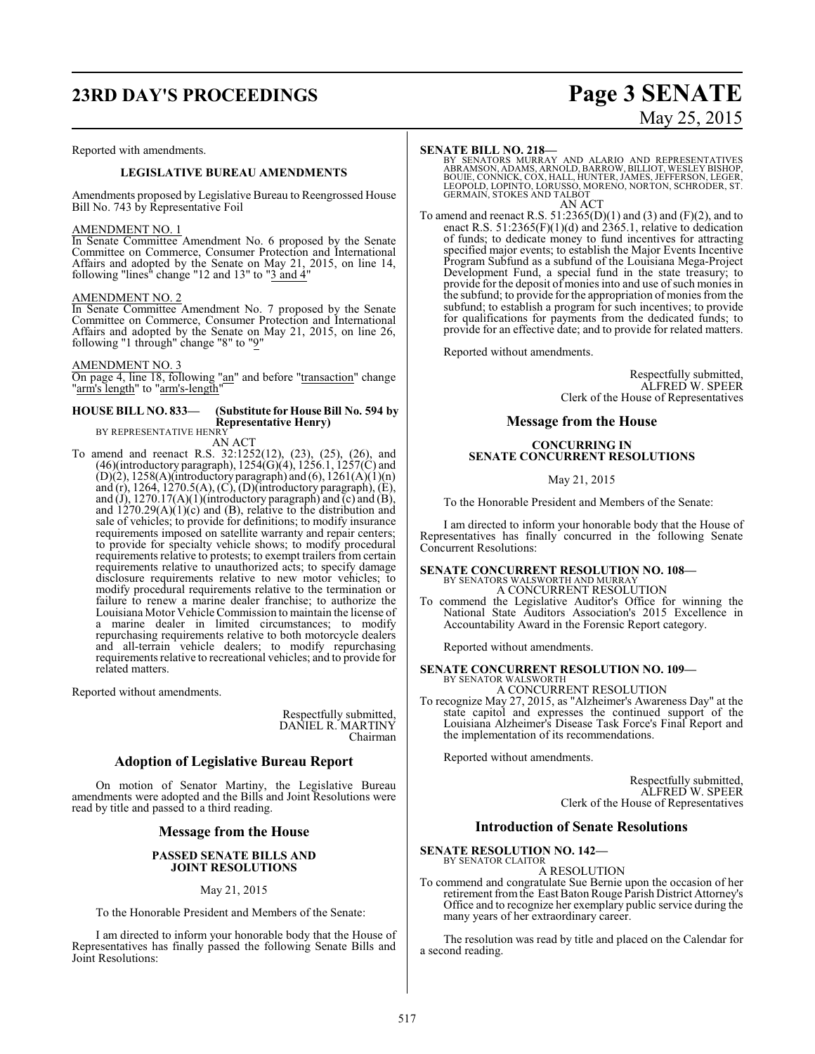Reported with amendments.

### LEGISLATIVE BUREAU AMENDMENTS

Amendments proposed by Legislative Bureau to Reengrossed House Bill No. 743 by Representative Foil

AMENDMENT NO. 1

In Senate Committee Amendment No. 6 proposed by the Senate Committee on Commerce, Consumer Protection and International Affairs and adopted by the Senate on May 21, 2015, on line 14, following "lines" change "12 and 13" to "3 and 4"

AMENDMENT NO. 2

In Senate Committee Amendment No. 7 proposed by the Senate Committee on Commerce, Consumer Protection and International Affairs and adopted by the Senate on May 21, 2015, on line 26, following "1 through" change "8" to "9"

AMENDMENT NO. 3

On page 4, line 18, following "an" and before "transaction" change "arm's length" to "arm's-length"

**HOUSE BILL NO. 833— (Substitute for House Bill No. 594 by Representative Henry)**
BY REPRESENTATIVE HENRY

AN ACT

To amend and reenact R.S. 32:1252(12), (23), (25), (26), and (46)(introductory paragraph), 1254(G)(4), 1256.1, 1257(C) and (D)(2), 1258(A)(introductory paragraph) and (6), 1261(A)(1)(n) and (r), 1264, 1270.5(A), (C), (D)(introductory paragraph), (E), and (J), 1270.17(A)(1)(introductory paragraph) and (c) and (B), and 1270.29(A)(1)(c) and (B), relative to the distribution and sale of vehicles; to provide for definitions; to modify insurance requirements imposed on satellite warranty and repair centers; to provide for specialty vehicle shows; to modify procedural requirements relative to protests; to exempt trailers from certain requirements relative to unauthorized acts; to specify damage disclosure requirements relative to new motor vehicles; to modify procedural requirements relative to the termination or failure to renew a marine dealer franchise; to authorize the Louisiana Motor Vehicle Commission to maintain the license of a marine dealer in limited circumstances; to modify repurchasing requirements relative to both motorcycle dealers and all-terrain vehicle dealers; to modify repurchasing requirements relative to recreational vehicles; and to provide for related matters.

Reported without amendments.

Respectfully submitted,
DANIEL R. MARTINY
Chairman

## Adoption of Legislative Bureau Report

On motion of Senator Martiny, the Legislative Bureau amendments were adopted and the Bills and Joint Resolutions were read by title and passed to a third reading.

## Message from the House

### PASSED SENATE BILLS AND JOINT RESOLUTIONS

May 21, 2015

To the Honorable President and Members of the Senate:

I am directed to inform your honorable body that the House of Representatives has finally passed the following Senate Bills and Joint Resolutions:

**SENATE BILL NO. 218—**
BY SENATORS MURRAY AND ALARIO AND REPRESENTATIVES ABRAMSON, ADAMS, ARNOLD, BARROW, BILLIOT, WESLEY BISHOP, BOUIE, CONNICK, COX, HALL, HUNTER, JAMES, JEFFERSON, LEGER, LEOPOLD, LOPINTO, LORUSSO, MORENO, NORTON, SCHRODER, ST. GERMAIN, STOKES AND TALBOT

AN ACT

To amend and reenact R.S. 51:2365(D)(1) and (3) and (F)(2), and to enact R.S. 51:2365(F)(1)(d) and 2365.1, relative to dedication of funds; to dedicate money to fund incentives for attracting specified major events; to establish the Major Events Incentive Program Subfund as a subfund of the Louisiana Mega-Project Development Fund, a special fund in the state treasury; to provide for the deposit of monies into and use of such monies in the subfund; to provide for the appropriation of monies from the subfund; to establish a program for such incentives; to provide for qualifications for payments from the dedicated funds; to provide for an effective date; and to provide for related matters.

Reported without amendments.

Respectfully submitted,
ALFRED W. SPEER
Clerk of the House of Representatives

## Message from the House

### CONCURRING IN SENATE CONCURRENT RESOLUTIONS

May 21, 2015

To the Honorable President and Members of the Senate:

I am directed to inform your honorable body that the House of Representatives has finally concurred in the following Senate Concurrent Resolutions:

**SENATE CONCURRENT RESOLUTION NO. 108—**
BY SENATORS WALSWORTH AND MURRAY

A CONCURRENT RESOLUTION

To commend the Legislative Auditor's Office for winning the National State Auditors Association's 2015 Excellence in Accountability Award in the Forensic Report category.

Reported without amendments.

**SENATE CONCURRENT RESOLUTION NO. 109—**
BY SENATOR WALSWORTH

A CONCURRENT RESOLUTION

To recognize May 27, 2015, as "Alzheimer's Awareness Day" at the state capitol and expresses the continued support of the Louisiana Alzheimer's Disease Task Force's Final Report and the implementation of its recommendations.

Reported without amendments.

Respectfully submitted,
ALFRED W. SPEER
Clerk of the House of Representatives

## Introduction of Senate Resolutions

**SENATE RESOLUTION NO. 142—**
BY SENATOR CLAITOR

A RESOLUTION

To commend and congratulate Sue Bernie upon the occasion of her retirement from the East Baton Rouge Parish District Attorney's Office and to recognize her exemplary public service during the many years of her extraordinary career.

The resolution was read by title and placed on the Calendar for a second reading.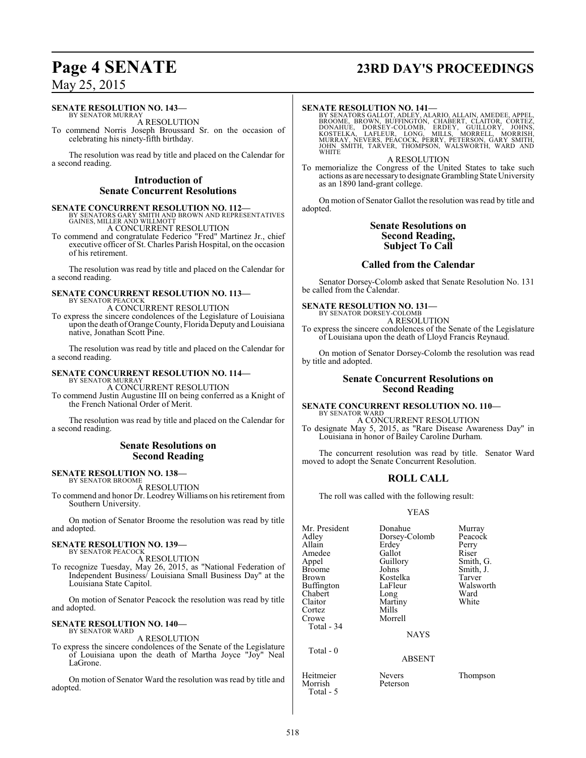**SENATE RESOLUTION NO. 143—**
BY SENATOR MURRAY

A RESOLUTION

To commend Norris Joseph Broussard Sr. on the occasion of celebrating his ninety-fifth birthday.

The resolution was read by title and placed on the Calendar for a second reading.

## Introduction of Senate Concurrent Resolutions

**SENATE CONCURRENT RESOLUTION NO. 112—**
BY SENATORS GARY SMITH AND BROWN AND REPRESENTATIVES GAINES, MILLER AND WILLMOTT

A CONCURRENT RESOLUTION

To commend and congratulate Federico "Fred" Martinez Jr., chief executive officer of St. Charles Parish Hospital, on the occasion of his retirement.

The resolution was read by title and placed on the Calendar for a second reading.

**SENATE CONCURRENT RESOLUTION NO. 113—**
BY SENATOR PEACOCK

A CONCURRENT RESOLUTION

To express the sincere condolences of the Legislature of Louisiana upon the death of Orange County, Florida Deputy and Louisiana native, Jonathan Scott Pine.

The resolution was read by title and placed on the Calendar for a second reading.

**SENATE CONCURRENT RESOLUTION NO. 114—**
BY SENATOR MURRAY

A CONCURRENT RESOLUTION

To commend Justin Augustine III on being conferred as a Knight of the French National Order of Merit.

The resolution was read by title and placed on the Calendar for a second reading.

## Senate Resolutions on Second Reading

**SENATE RESOLUTION NO. 138—**
BY SENATOR BROOME

A RESOLUTION

To commend and honor Dr. Leodrey Williams on his retirement from Southern University.

On motion of Senator Broome the resolution was read by title and adopted.

**SENATE RESOLUTION NO. 139—**
BY SENATOR PEACOCK

A RESOLUTION

To recognize Tuesday, May 26, 2015, as "National Federation of Independent Business/ Louisiana Small Business Day" at the Louisiana State Capitol.

On motion of Senator Peacock the resolution was read by title and adopted.

**SENATE RESOLUTION NO. 140—**
BY SENATOR WARD

A RESOLUTION

To express the sincere condolences of the Senate of the Legislature of Louisiana upon the death of Martha Joyce "Joy" Neal LaGrone.

On motion of Senator Ward the resolution was read by title and adopted.

**SENATE RESOLUTION NO. 141—**
BY SENATORS GALLOT, ADLEY, ALARIO, ALLAIN, AMEDEE, APPEL, BROOME, BROWN, BUFFINGTON, CHABERT, CLAITOR, CORTEZ, DONAHUE, DORSEY-COLOMB, ERDEY, GUILLORY, JOHNS, KOSTELKA, LAFLEUR, LONG, MILLS, MORRELL, MORRISH, MURRAY, NEVERS, PEACOCK, PERRY, PETERSON, GARY SMITH, JOHN SMITH, TARVER, THOMPSON, WALSWORTH, WARD AND WHITE

A RESOLUTION

To memorialize the Congress of the United States to take such actions as are necessary to designate Grambling State University as an 1890 land-grant college.

On motion of Senator Gallot the resolution was read by title and adopted.

## Senate Resolutions on Second Reading, Subject To Call

## Called from the Calendar

Senator Dorsey-Colomb asked that Senate Resolution No. 131 be called from the Calendar.

**SENATE RESOLUTION NO. 131—**
BY SENATOR DORSEY-COLOMB

A RESOLUTION

To express the sincere condolences of the Senate of the Legislature of Louisiana upon the death of Lloyd Francis Reynaud.

On motion of Senator Dorsey-Colomb the resolution was read by title and adopted.

## Senate Concurrent Resolutions on Second Reading

**SENATE CONCURRENT RESOLUTION NO. 110—**
BY SENATOR WARD

A CONCURRENT RESOLUTION

To designate May 5, 2015, as "Rare Disease Awareness Day" in Louisiana in honor of Bailey Caroline Durham.

The concurrent resolution was read by title. Senator Ward moved to adopt the Senate Concurrent Resolution.

## ROLL CALL

The roll was called with the following result:

YEAS

| | | |
|---|---|---|
| Mr. President | Donahue | Murray |
| Adley | Dorsey-Colomb | Peacock |
| Allain | Erdey | Perry |
| Amedee | Gallot | Riser |
| Appel | Guillory | Smith, G. |
| Broome | Johns | Smith, J. |
| Brown | Kostelka | Tarver |
| Buffington | LaFleur | Walsworth |
| Chabert | Long | Ward |
| Claitor | Martiny | White |
| Cortez | Mills | |
| Crowe | Morrell | |

Total - 34

NAYS

Total - 0

ABSENT

| | | |
|---|---|---|
| Heitmeier | Nevers | Thompson |
| Morrish | Peterson | |

Total - 5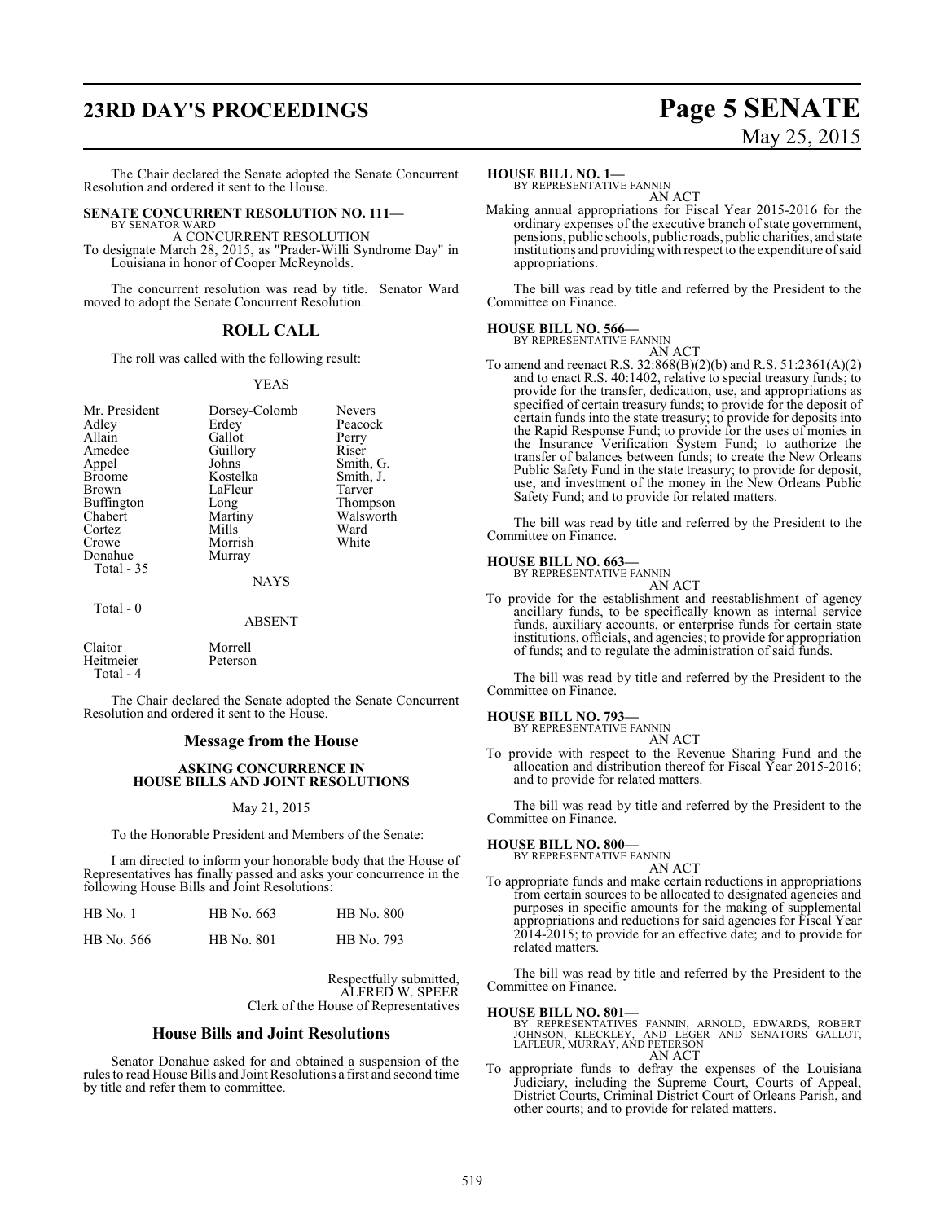The Chair declared the Senate adopted the Senate Concurrent Resolution and ordered it sent to the House.

**SENATE CONCURRENT RESOLUTION NO. 111—**
BY SENATOR WARD

A CONCURRENT RESOLUTION

To designate March 28, 2015, as "Prader-Willi Syndrome Day" in Louisiana in honor of Cooper McReynolds.

The concurrent resolution was read by title. Senator Ward moved to adopt the Senate Concurrent Resolution.

## ROLL CALL

The roll was called with the following result:

YEAS

| | | |
|---|---|---|
| Mr. President | Dorsey-Colomb | Nevers |
| Adley | Erdey | Peacock |
| Allain | Gallot | Perry |
| Amedee | Guillory | Riser |
| Appel | Johns | Smith, G. |
| Broome | Kostelka | Smith, J. |
| Brown | LaFleur | Tarver |
| Buffington | Long | Thompson |
| Chabert | Martiny | Walsworth |
| Cortez | Mills | Ward |
| Crowe | Morrish | White |
| Donahue | Murray | |

Total - 35

NAYS

Total - 0

ABSENT

| | |
|---|---|
| Claitor | Morrell |
| Heitmeier | Peterson |

Total - 4

The Chair declared the Senate adopted the Senate Concurrent Resolution and ordered it sent to the House.

## Message from the House

### ASKING CONCURRENCE IN HOUSE BILLS AND JOINT RESOLUTIONS

May 21, 2015

To the Honorable President and Members of the Senate:

I am directed to inform your honorable body that the House of Representatives has finally passed and asks your concurrence in the following House Bills and Joint Resolutions:

| | | |
|---|---|---|
| HB No. 1 | HB No. 663 | HB No. 800 |
| HB No. 566 | HB No. 801 | HB No. 793 |

Respectfully submitted,
ALFRED W. SPEER
Clerk of the House of Representatives

## House Bills and Joint Resolutions

Senator Donahue asked for and obtained a suspension of the rules to read House Bills and Joint Resolutions a first and second time by title and refer them to committee.

**HOUSE BILL NO. 1—**
BY REPRESENTATIVE FANNIN

AN ACT

Making annual appropriations for Fiscal Year 2015-2016 for the ordinary expenses of the executive branch of state government, pensions, public schools, public roads, public charities, and state institutions and providing with respect to the expenditure of said appropriations.

The bill was read by title and referred by the President to the Committee on Finance.

**HOUSE BILL NO. 566—**
BY REPRESENTATIVE FANNIN

AN ACT

To amend and reenact R.S. 32:868(B)(2)(b) and R.S. 51:2361(A)(2) and to enact R.S. 40:1402, relative to special treasury funds; to provide for the transfer, dedication, use, and appropriations as specified of certain treasury funds; to provide for the deposit of certain funds into the state treasury; to provide for deposits into the Rapid Response Fund; to provide for the uses of monies in the Insurance Verification System Fund; to authorize the transfer of balances between funds; to create the New Orleans Public Safety Fund in the state treasury; to provide for deposit, use, and investment of the money in the New Orleans Public Safety Fund; and to provide for related matters.

The bill was read by title and referred by the President to the Committee on Finance.

**HOUSE BILL NO. 663—**
BY REPRESENTATIVE FANNIN

AN ACT

To provide for the establishment and reestablishment of agency ancillary funds, to be specifically known as internal service funds, auxiliary accounts, or enterprise funds for certain state institutions, officials, and agencies; to provide for appropriation of funds; and to regulate the administration of said funds.

The bill was read by title and referred by the President to the Committee on Finance.

**HOUSE BILL NO. 793—**
BY REPRESENTATIVE FANNIN

AN ACT

To provide with respect to the Revenue Sharing Fund and the allocation and distribution thereof for Fiscal Year 2015-2016; and to provide for related matters.

The bill was read by title and referred by the President to the Committee on Finance.

**HOUSE BILL NO. 800—**
BY REPRESENTATIVE FANNIN

AN ACT

To appropriate funds and make certain reductions in appropriations from certain sources to be allocated to designated agencies and purposes in specific amounts for the making of supplemental appropriations and reductions for said agencies for Fiscal Year 2014-2015; to provide for an effective date; and to provide for related matters.

The bill was read by title and referred by the President to the Committee on Finance.

**HOUSE BILL NO. 801—**
BY REPRESENTATIVES FANNIN, ARNOLD, EDWARDS, ROBERT JOHNSON, KLECKLEY, AND LEGER AND SENATORS GALLOT, LAFLEUR, MURRAY, AND PETERSON

AN ACT

To appropriate funds to defray the expenses of the Louisiana Judiciary, including the Supreme Court, Courts of Appeal, District Courts, Criminal District Court of Orleans Parish, and other courts; and to provide for related matters.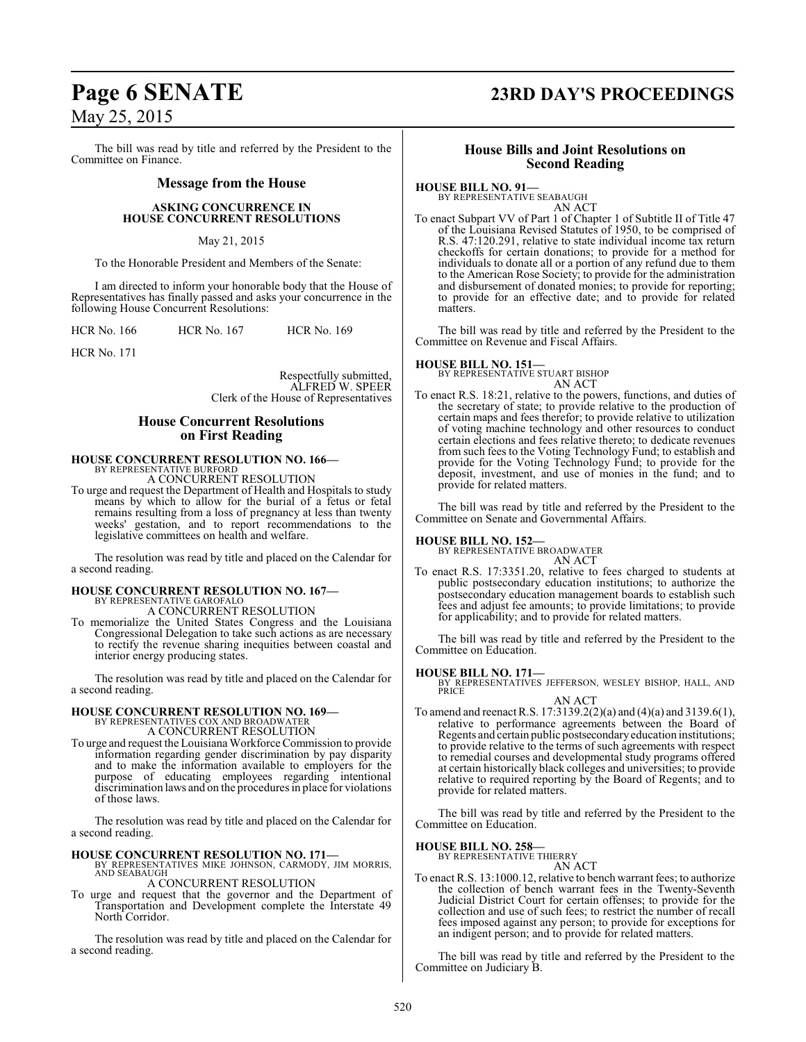The bill was read by title and referred by the President to the Committee on Finance.

## Message from the House

### ASKING CONCURRENCE IN HOUSE CONCURRENT RESOLUTIONS

May 21, 2015

To the Honorable President and Members of the Senate:

I am directed to inform your honorable body that the House of Representatives has finally passed and asks your concurrence in the following House Concurrent Resolutions:

HCR No. 166 HCR No. 167 HCR No. 169

HCR No. 171

Respectfully submitted,
ALFRED W. SPEER
Clerk of the House of Representatives

## House Concurrent Resolutions on First Reading

**HOUSE CONCURRENT RESOLUTION NO. 166—**
BY REPRESENTATIVE BURFORD
A CONCURRENT RESOLUTION

To urge and request the Department of Health and Hospitals to study means by which to allow for the burial of a fetus or fetal remains resulting from a loss of pregnancy at less than twenty weeks' gestation, and to report recommendations to the legislative committees on health and welfare.

The resolution was read by title and placed on the Calendar for a second reading.

**HOUSE CONCURRENT RESOLUTION NO. 167—**
BY REPRESENTATIVE GAROFALO
A CONCURRENT RESOLUTION

To memorialize the United States Congress and the Louisiana Congressional Delegation to take such actions as are necessary to rectify the revenue sharing inequities between coastal and interior energy producing states.

The resolution was read by title and placed on the Calendar for a second reading.

**HOUSE CONCURRENT RESOLUTION NO. 169—**
BY REPRESENTATIVES COX AND BROADWATER
A CONCURRENT RESOLUTION

To urge and request the Louisiana Workforce Commission to provide information regarding gender discrimination by pay disparity and to make the information available to employers for the purpose of educating employees regarding intentional discrimination laws and on the procedures in place for violations of those laws.

The resolution was read by title and placed on the Calendar for a second reading.

**HOUSE CONCURRENT RESOLUTION NO. 171—**
BY REPRESENTATIVES MIKE JOHNSON, CARMODY, JIM MORRIS, AND SEABAUGH
A CONCURRENT RESOLUTION

To urge and request that the governor and the Department of Transportation and Development complete the Interstate 49 North Corridor.

The resolution was read by title and placed on the Calendar for a second reading.

## House Bills and Joint Resolutions on Second Reading

**HOUSE BILL NO. 91—**
BY REPRESENTATIVE SEABAUGH
AN ACT

To enact Subpart VV of Part 1 of Chapter 1 of Subtitle II of Title 47 of the Louisiana Revised Statutes of 1950, to be comprised of R.S. 47:120.291, relative to state individual income tax return checkoffs for certain donations; to provide for a method for individuals to donate all or a portion of any refund due to them to the American Rose Society; to provide for the administration and disbursement of donated monies; to provide for reporting; to provide for an effective date; and to provide for related matters.

The bill was read by title and referred by the President to the Committee on Revenue and Fiscal Affairs.

**HOUSE BILL NO. 151—**
BY REPRESENTATIVE STUART BISHOP
AN ACT

To enact R.S. 18:21, relative to the powers, functions, and duties of the secretary of state; to provide relative to the production of certain maps and fees therefor; to provide relative to utilization of voting machine technology and other resources to conduct certain elections and fees relative thereto; to dedicate revenues from such fees to the Voting Technology Fund; to establish and provide for the Voting Technology Fund; to provide for the deposit, investment, and use of monies in the fund; and to provide for related matters.

The bill was read by title and referred by the President to the Committee on Senate and Governmental Affairs.

**HOUSE BILL NO. 152—**
BY REPRESENTATIVE BROADWATER
AN ACT

To enact R.S. 17:3351.20, relative to fees charged to students at public postsecondary education institutions; to authorize the postsecondary education management boards to establish such fees and adjust fee amounts; to provide limitations; to provide for applicability; and to provide for related matters.

The bill was read by title and referred by the President to the Committee on Education.

**HOUSE BILL NO. 171—**
BY REPRESENTATIVES JEFFERSON, WESLEY BISHOP, HALL, AND PRICE
AN ACT

To amend and reenact R.S. 17:3139.2(2)(a) and (4)(a) and 3139.6(1), relative to performance agreements between the Board of Regents and certain public postsecondary education institutions; to provide relative to the terms of such agreements with respect to remedial courses and developmental study programs offered at certain historically black colleges and universities; to provide relative to required reporting by the Board of Regents; and to provide for related matters.

The bill was read by title and referred by the President to the Committee on Education.

**HOUSE BILL NO. 258—**
BY REPRESENTATIVE THIERRY
AN ACT

To enact R.S. 13:1000.12, relative to bench warrant fees; to authorize the collection of bench warrant fees in the Twenty-Seventh Judicial District Court for certain offenses; to provide for the collection and use of such fees; to restrict the number of recall fees imposed against any person; to provide for exceptions for an indigent person; and to provide for related matters.

The bill was read by title and referred by the President to the Committee on Judiciary B.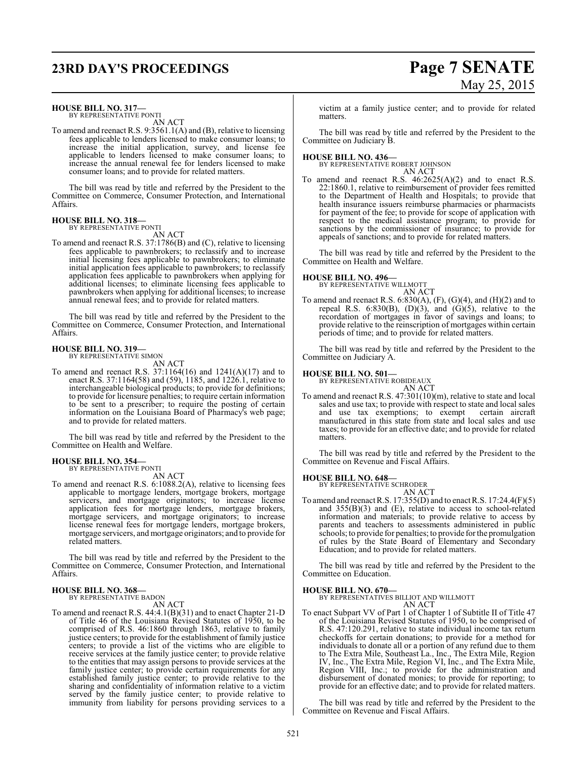**HOUSE BILL NO. 317—**
BY REPRESENTATIVE PONTI

AN ACT

To amend and reenact R.S. 9:3561.1(A) and (B), relative to licensing fees applicable to lenders licensed to make consumer loans; to increase the initial application, survey, and license fee applicable to lenders licensed to make consumer loans; to increase the annual renewal fee for lenders licensed to make consumer loans; and to provide for related matters.

The bill was read by title and referred by the President to the Committee on Commerce, Consumer Protection, and International Affairs.

**HOUSE BILL NO. 318—**
BY REPRESENTATIVE PONTI

AN ACT

To amend and reenact R.S. 37:1786(B) and (C), relative to licensing fees applicable to pawnbrokers; to reclassify and to increase initial licensing fees applicable to pawnbrokers; to eliminate initial application fees applicable to pawnbrokers; to reclassify application fees applicable to pawnbrokers when applying for additional licenses; to eliminate licensing fees applicable to pawnbrokers when applying for additional licenses; to increase annual renewal fees; and to provide for related matters.

The bill was read by title and referred by the President to the Committee on Commerce, Consumer Protection, and International Affairs.

**HOUSE BILL NO. 319—**
BY REPRESENTATIVE SIMON

AN ACT

To amend and reenact R.S. 37:1164(16) and 1241(A)(17) and to enact R.S. 37:1164(58) and (59), 1185, and 1226.1, relative to interchangeable biological products; to provide for definitions; to provide for licensure penalties; to require certain information to be sent to a prescriber; to require the posting of certain information on the Louisiana Board of Pharmacy's web page; and to provide for related matters.

The bill was read by title and referred by the President to the Committee on Health and Welfare.

**HOUSE BILL NO. 354—**
BY REPRESENTATIVE PONTI

AN ACT

To amend and reenact R.S. 6:1088.2(A), relative to licensing fees applicable to mortgage lenders, mortgage brokers, mortgage servicers, and mortgage originators; to increase license application fees for mortgage lenders, mortgage brokers, mortgage servicers, and mortgage originators; to increase license renewal fees for mortgage lenders, mortgage brokers, mortgage servicers, and mortgage originators; and to provide for related matters.

The bill was read by title and referred by the President to the Committee on Commerce, Consumer Protection, and International Affairs.

**HOUSE BILL NO. 368—**
BY REPRESENTATIVE BADON

AN ACT

To amend and reenact R.S. 44:4.1(B)(31) and to enact Chapter 21-D of Title 46 of the Louisiana Revised Statutes of 1950, to be comprised of R.S. 46:1860 through 1863, relative to family justice centers; to provide for the establishment of family justice centers; to provide a list of the victims who are eligible to receive services at the family justice center; to provide relative to the entities that may assign persons to provide services at the family justice center; to provide certain requirements for any established family justice center; to provide relative to the sharing and confidentiality of information relative to a victim served by the family justice center; to provide relative to immunity from liability for persons providing services to a victim at a family justice center; and to provide for related matters.

The bill was read by title and referred by the President to the Committee on Judiciary B.

**HOUSE BILL NO. 436—**
BY REPRESENTATIVE ROBERT JOHNSON

AN ACT

To amend and reenact R.S. 46:2625(A)(2) and to enact R.S. 22:1860.1, relative to reimbursement of provider fees remitted to the Department of Health and Hospitals; to provide that health insurance issuers reimburse pharmacies or pharmacists for payment of the fee; to provide for scope of application with respect to the medical assistance program; to provide for sanctions by the commissioner of insurance; to provide for appeals of sanctions; and to provide for related matters.

The bill was read by title and referred by the President to the Committee on Health and Welfare.

**HOUSE BILL NO. 496—**
BY REPRESENTATIVE WILLMOTT

AN ACT

To amend and reenact R.S. 6:830(A), (F), (G)(4), and (H)(2) and to repeal R.S. 6:830(B), (D)(3), and (G)(5), relative to the recordation of mortgages in favor of savings and loans; to provide relative to the reinscription of mortgages within certain periods of time; and to provide for related matters.

The bill was read by title and referred by the President to the Committee on Judiciary A.

**HOUSE BILL NO. 501—**
BY REPRESENTATIVE ROBIDEAUX

AN ACT

To amend and reenact R.S. 47:301(10)(m), relative to state and local sales and use tax; to provide with respect to state and local sales and use tax exemptions; to exempt certain aircraft manufactured in this state from state and local sales and use taxes; to provide for an effective date; and to provide for related matters.

The bill was read by title and referred by the President to the Committee on Revenue and Fiscal Affairs.

**HOUSE BILL NO. 648—**
BY REPRESENTATIVE SCHRODER

AN ACT

To amend and reenact R.S. 17:355(D) and to enact R.S. 17:24.4(F)(5) and 355(B)(3) and (E), relative to access to school-related information and materials; to provide relative to access by parents and teachers to assessments administered in public schools; to provide for penalties; to provide for the promulgation of rules by the State Board of Elementary and Secondary Education; and to provide for related matters.

The bill was read by title and referred by the President to the Committee on Education.

**HOUSE BILL NO. 670—**
BY REPRESENTATIVES BILLIOT AND WILLMOTT

AN ACT

To enact Subpart VV of Part 1 of Chapter 1 of Subtitle II of Title 47 of the Louisiana Revised Statutes of 1950, to be comprised of R.S. 47:120.291, relative to state individual income tax return checkoffs for certain donations; to provide for a method for individuals to donate all or a portion of any refund due to them to The Extra Mile, Southeast La., Inc., The Extra Mile, Region IV, Inc., The Extra Mile, Region VI, Inc., and The Extra Mile, Region VIII, Inc.; to provide for the administration and disbursement of donated monies; to provide for reporting; to provide for an effective date; and to provide for related matters.

The bill was read by title and referred by the President to the Committee on Revenue and Fiscal Affairs.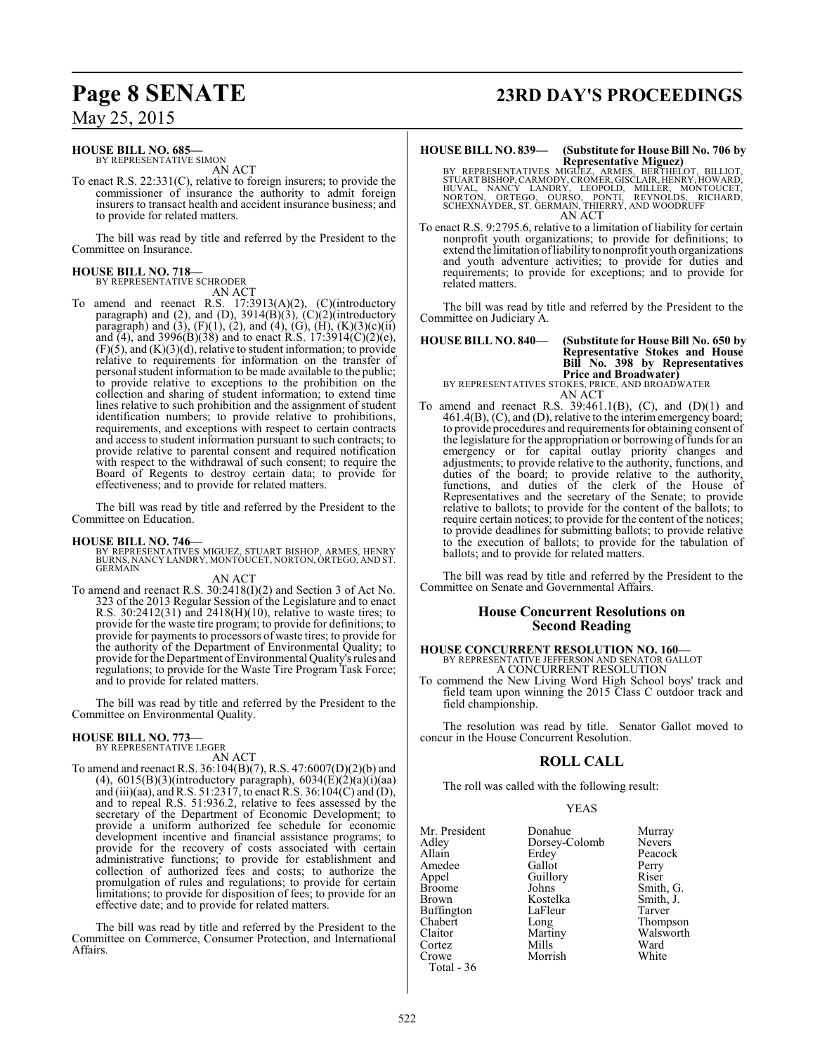**HOUSE BILL NO. 685—**
BY REPRESENTATIVE SIMON

AN ACT

To enact R.S. 22:331(C), relative to foreign insurers; to provide the commissioner of insurance the authority to admit foreign insurers to transact health and accident insurance business; and to provide for related matters.

The bill was read by title and referred by the President to the Committee on Insurance.

**HOUSE BILL NO. 718—**
BY REPRESENTATIVE SCHRODER

AN ACT

To amend and reenact R.S. 17:3913(A)(2), (C)(introductory paragraph) and (2), and (D), 3914(B)(3), (C)(2)(introductory paragraph) and (3), (F)(1), (2), and (4), (G), (H), (K)(3)(c)(ii) and (4), and 3996(B)(38) and to enact R.S. 17:3914(C)(2)(e), (F)(5), and (K)(3)(d), relative to student information; to provide relative to requirements for information on the transfer of personal student information to be made available to the public; to provide relative to exceptions to the prohibition on the collection and sharing of student information; to extend time lines relative to such prohibition and the assignment of student identification numbers; to provide relative to prohibitions, requirements, and exceptions with respect to certain contracts and access to student information pursuant to such contracts; to provide relative to parental consent and required notification with respect to the withdrawal of such consent; to require the Board of Regents to destroy certain data; to provide for effectiveness; and to provide for related matters.

The bill was read by title and referred by the President to the Committee on Education.

**HOUSE BILL NO. 746—**
BY REPRESENTATIVES MIGUEZ, STUART BISHOP, ARMES, HENRY BURNS, NANCY LANDRY, MONTOUCET, NORTON, ORTEGO, AND ST. GERMAIN

AN ACT

To amend and reenact R.S. 30:2418(I)(2) and Section 3 of Act No. 323 of the 2013 Regular Session of the Legislature and to enact R.S. 30:2412(31) and 2418(H)(10), relative to waste tires; to provide for the waste tire program; to provide for definitions; to provide for payments to processors of waste tires; to provide for the authority of the Department of Environmental Quality; to provide for the Department of Environmental Quality's rules and regulations; to provide for the Waste Tire Program Task Force; and to provide for related matters.

The bill was read by title and referred by the President to the Committee on Environmental Quality.

**HOUSE BILL NO. 773—**
BY REPRESENTATIVE LEGER

AN ACT

To amend and reenact R.S. 36:104(B)(7), R.S. 47:6007(D)(2)(b) and (4), 6015(B)(3)(introductory paragraph), 6034(E)(2)(a)(i)(aa) and (iii)(aa), and R.S. 51:2317, to enact R.S. 36:104(C) and (D), and to repeal R.S. 51:936.2, relative to fees assessed by the secretary of the Department of Economic Development; to provide a uniform authorized fee schedule for economic development incentive and financial assistance programs; to provide for the recovery of costs associated with certain administrative functions; to provide for establishment and collection of authorized fees and costs; to authorize the promulgation of rules and regulations; to provide for certain limitations; to provide for disposition of fees; to provide for an effective date; and to provide for related matters.

The bill was read by title and referred by the President to the Committee on Commerce, Consumer Protection, and International Affairs.

**HOUSE BILL NO. 839— (Substitute for House Bill No. 706 by Representative Miguez)**
BY REPRESENTATIVES MIGUEZ, ARMES, BERTHELOT, BILLIOT, STUART BISHOP, CARMODY, CROMER, GISCLAIR, HENRY, HOWARD, HUVAL, NANCY LANDRY, LEOPOLD, MILLER, MONTOUCET, NORTON, ORTEGO, OURSO, PONTI, REYNOLDS, RICHARD, SCHEXNAYDER, ST. GERMAIN, THIERRY, AND WOODRUFF

AN ACT

To enact R.S. 9:2795.6, relative to a limitation of liability for certain nonprofit youth organizations; to provide for definitions; to extend the limitation of liability to nonprofit youth organizations and youth adventure activities; to provide for duties and requirements; to provide for exceptions; and to provide for related matters.

The bill was read by title and referred by the President to the Committee on Judiciary A.

**HOUSE BILL NO. 840— (Substitute for House Bill No. 650 by Representative Stokes and House Bill No. 398 by Representatives Price and Broadwater)**
BY REPRESENTATIVES STOKES, PRICE, AND BROADWATER

AN ACT

To amend and reenact R.S. 39:461.1(B), (C), and (D)(1) and 461.4(B), (C), and (D), relative to the interim emergency board; to provide procedures and requirements for obtaining consent of the legislature for the appropriation or borrowing of funds for an emergency or for capital outlay priority changes and adjustments; to provide relative to the authority, functions, and duties of the board; to provide relative to the authority, functions, and duties of the clerk of the House of Representatives and the secretary of the Senate; to provide relative to ballots; to provide for the content of the ballots; to require certain notices; to provide for the content of the notices; to provide deadlines for submitting ballots; to provide relative to the execution of ballots; to provide for the tabulation of ballots; and to provide for related matters.

The bill was read by title and referred by the President to the Committee on Senate and Governmental Affairs.

## House Concurrent Resolutions on Second Reading

**HOUSE CONCURRENT RESOLUTION NO. 160—**
BY REPRESENTATIVE JEFFERSON AND SENATOR GALLOT

A CONCURRENT RESOLUTION

To commend the New Living Word High School boys' track and field team upon winning the 2015 Class C outdoor track and field championship.

The resolution was read by title. Senator Gallot moved to concur in the House Concurrent Resolution.

## ROLL CALL

The roll was called with the following result:

YEAS

| | | |
|---|---|---|
| Mr. President | Donahue | Murray |
| Adley | Dorsey-Colomb | Nevers |
| Allain | Erdey | Peacock |
| Amedee | Gallot | Perry |
| Appel | Guillory | Riser |
| Broome | Johns | Smith, G. |
| Brown | Kostelka | Smith, J. |
| Buffington | LaFleur | Tarver |
| Chabert | Long | Thompson |
| Claitor | Martiny | Walsworth |
| Cortez | Mills | Ward |
| Crowe | Morrish | White |

Total - 36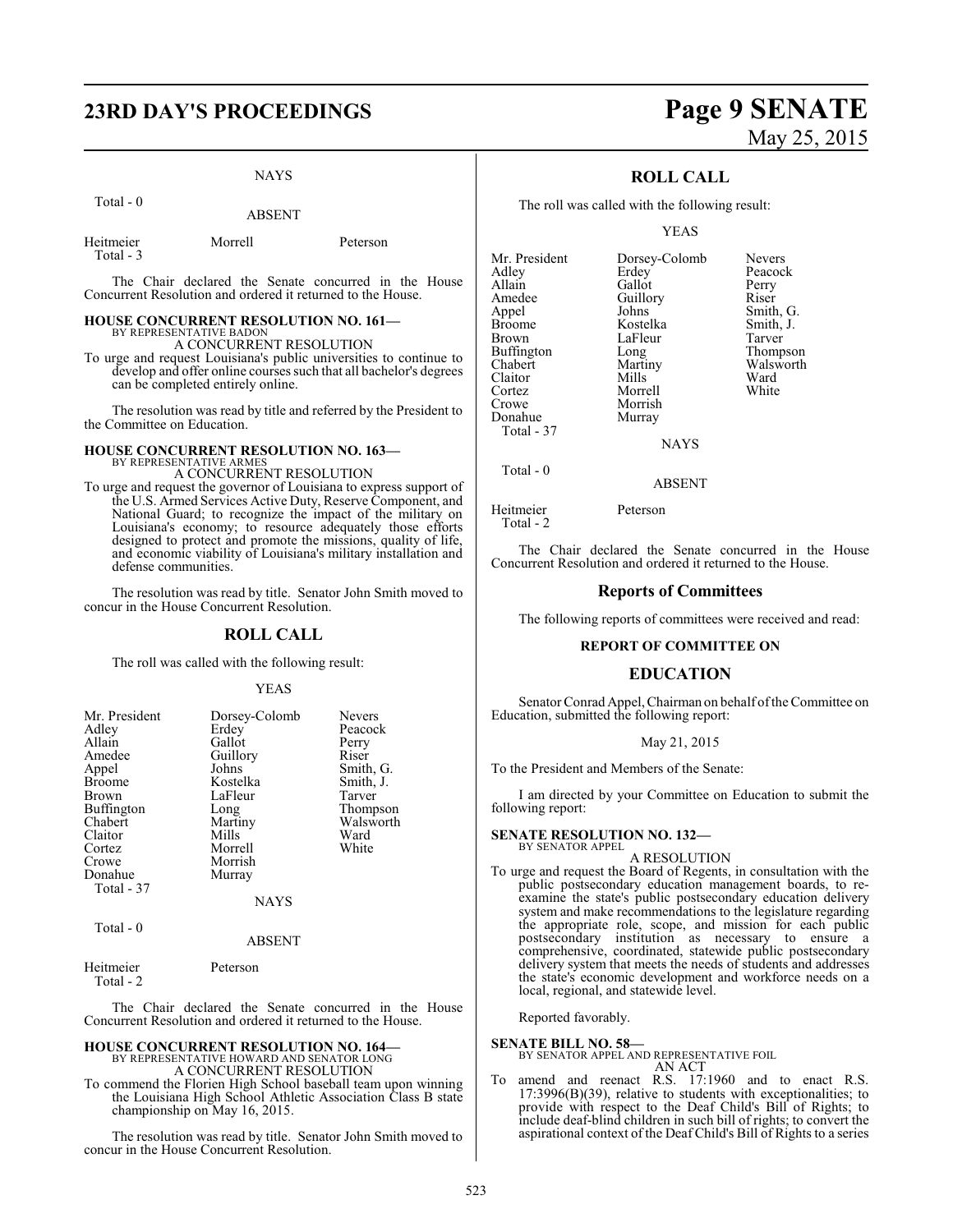NAYS

Total - 0

ABSENT

Heitmeier Morrell Peterson
Total - 3

The Chair declared the Senate concurred in the House Concurrent Resolution and ordered it returned to the House.

**HOUSE CONCURRENT RESOLUTION NO. 161—**
BY REPRESENTATIVE BADON
A CONCURRENT RESOLUTION
To urge and request Louisiana's public universities to continue to develop and offer online courses such that all bachelor's degrees can be completed entirely online.

The resolution was read by title and referred by the President to the Committee on Education.

**HOUSE CONCURRENT RESOLUTION NO. 163—**
BY REPRESENTATIVE ARMES
A CONCURRENT RESOLUTION
To urge and request the governor of Louisiana to express support of the U.S. Armed Services Active Duty, Reserve Component, and National Guard; to recognize the impact of the military on Louisiana's economy; to resource adequately those efforts designed to protect and promote the missions, quality of life, and economic viability of Louisiana's military installation and defense communities.

The resolution was read by title. Senator John Smith moved to concur in the House Concurrent Resolution.

## ROLL CALL

The roll was called with the following result:

YEAS

| | | |
|---|---|---|
| Mr. President | Dorsey-Colomb | Nevers |
| Adley | Erdey | Peacock |
| Allain | Gallot | Perry |
| Amedee | Guillory | Riser |
| Appel | Johns | Smith, G. |
| Broome | Kostelka | Smith, J. |
| Brown | LaFleur | Tarver |
| Buffington | Long | Thompson |
| Chabert | Martiny | Walsworth |
| Claitor | Mills | Ward |
| Cortez | Morrell | White |
| Crowe | Morrish | |
| Donahue | Murray | |

Total - 37

NAYS

Total - 0

ABSENT

Heitmeier Peterson
Total - 2

The Chair declared the Senate concurred in the House Concurrent Resolution and ordered it returned to the House.

**HOUSE CONCURRENT RESOLUTION NO. 164—**
BY REPRESENTATIVE HOWARD AND SENATOR LONG
A CONCURRENT RESOLUTION
To commend the Florien High School baseball team upon winning the Louisiana High School Athletic Association Class B state championship on May 16, 2015.

The resolution was read by title. Senator John Smith moved to concur in the House Concurrent Resolution.

## ROLL CALL

The roll was called with the following result:

YEAS

| | | |
|---|---|---|
| Mr. President | Dorsey-Colomb | Nevers |
| Adley | Erdey | Peacock |
| Allain | Gallot | Perry |
| Amedee | Guillory | Riser |
| Appel | Johns | Smith, G. |
| Broome | Kostelka | Smith, J. |
| Brown | LaFleur | Tarver |
| Buffington | Long | Thompson |
| Chabert | Martiny | Walsworth |
| Claitor | Mills | Ward |
| Cortez | Morrell | White |
| Crowe | Morrish | |
| Donahue | Murray | |

Total - 37

NAYS

Total - 0

ABSENT

Heitmeier Peterson
Total - 2

The Chair declared the Senate concurred in the House Concurrent Resolution and ordered it returned to the House.

## Reports of Committees

The following reports of committees were received and read:

### REPORT OF COMMITTEE ON

## EDUCATION

Senator Conrad Appel, Chairman on behalf of the Committee on Education, submitted the following report:

May 21, 2015

To the President and Members of the Senate:

I am directed by your Committee on Education to submit the following report:

**SENATE RESOLUTION NO. 132—**
BY SENATOR APPEL
A RESOLUTION
To urge and request the Board of Regents, in consultation with the public postsecondary education management boards, to re-examine the state's public postsecondary education delivery system and make recommendations to the legislature regarding the appropriate role, scope, and mission for each public postsecondary institution as necessary to ensure a comprehensive, coordinated, statewide public postsecondary delivery system that meets the needs of students and addresses the state's economic development and workforce needs on a local, regional, and statewide level.

Reported favorably.

**SENATE BILL NO. 58—**
BY SENATOR APPEL AND REPRESENTATIVE FOIL
AN ACT
To amend and reenact R.S. 17:1960 and to enact R.S. 17:3996(B)(39), relative to students with exceptionalities; to provide with respect to the Deaf Child's Bill of Rights; to include deaf-blind children in such bill of rights; to convert the aspirational context of the Deaf Child's Bill of Rights to a series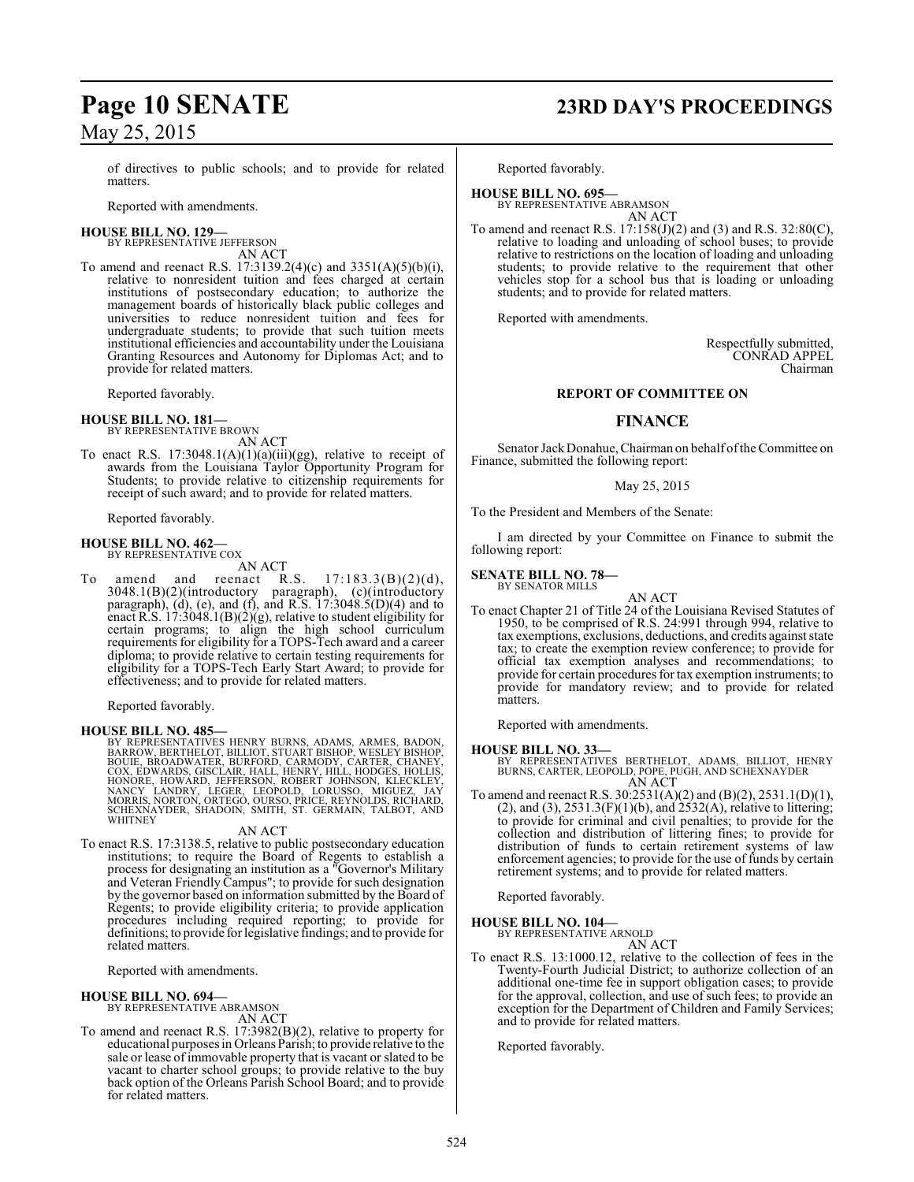of directives to public schools; and to provide for related matters.

Reported with amendments.

**HOUSE BILL NO. 129—**
BY REPRESENTATIVE JEFFERSON
AN ACT

To amend and reenact R.S. 17:3139.2(4)(c) and 3351(A)(5)(b)(i), relative to nonresident tuition and fees charged at certain institutions of postsecondary education; to authorize the management boards of historically black public colleges and universities to reduce nonresident tuition and fees for undergraduate students; to provide that such tuition meets institutional efficiencies and accountability under the Louisiana Granting Resources and Autonomy for Diplomas Act; and to provide for related matters.

Reported favorably.

**HOUSE BILL NO. 181—**
BY REPRESENTATIVE BROWN
AN ACT

To enact R.S. 17:3048.1(A)(1)(a)(iii)(gg), relative to receipt of awards from the Louisiana Taylor Opportunity Program for Students; to provide relative to citizenship requirements for receipt of such award; and to provide for related matters.

Reported favorably.

**HOUSE BILL NO. 462—**
BY REPRESENTATIVE COX
AN ACT

To amend and reenact R.S. 17:183.3(B)(2)(d), 3048.1(B)(2)(introductory paragraph), (c)(introductory paragraph), (d), (e), and (f), and R.S. 17:3048.5(D)(4) and to enact R.S. 17:3048.1(B)(2)(g), relative to student eligibility for certain programs; to align the high school curriculum requirements for eligibility for a TOPS-Tech award and a career diploma; to provide relative to certain testing requirements for eligibility for a TOPS-Tech Early Start Award; to provide for effectiveness; and to provide for related matters.

Reported favorably.

**HOUSE BILL NO. 485—**
BY REPRESENTATIVES HENRY BURNS, ADAMS, ARMES, BADON, BARROW, BERTHELOT, BILLIOT, STUART BISHOP, WESLEY BISHOP, BOUIE, BROADWATER, BURFORD, CARMODY, CARTER, CHANEY, COX, EDWARDS, GISCLAIR, HALL, HENRY, HILL, HODGES, HOLLIS, HONORE, HOWARD, JEFFERSON, ROBERT JOHNSON, KLECKLEY, NANCY LANDRY, LEGER, LEOPOLD, LORUSSO, MIGUEZ, JAY MORRIS, NORTON, ORTEGO, OURSO, PRICE, REYNOLDS, RICHARD, SCHEXNAYDER, SHADOIN, SMITH, ST. GERMAIN, TALBOT, AND WHITNEY
AN ACT

To enact R.S. 17:3138.5, relative to public postsecondary education institutions; to require the Board of Regents to establish a process for designating an institution as a "Governor's Military and Veteran Friendly Campus"; to provide for such designation by the governor based on information submitted by the Board of Regents; to provide eligibility criteria; to provide application procedures including required reporting; to provide for definitions; to provide for legislative findings; and to provide for related matters.

Reported with amendments.

**HOUSE BILL NO. 694—**
BY REPRESENTATIVE ABRAMSON
AN ACT

To amend and reenact R.S. 17:3982(B)(2), relative to property for educational purposes in Orleans Parish; to provide relative to the sale or lease of immovable property that is vacant or slated to be vacant to charter school groups; to provide relative to the buy back option of the Orleans Parish School Board; and to provide for related matters.

Reported favorably.

**HOUSE BILL NO. 695—**
BY REPRESENTATIVE ABRAMSON
AN ACT

To amend and reenact R.S. 17:158(J)(2) and (3) and R.S. 32:80(C), relative to loading and unloading of school buses; to provide relative to restrictions on the location of loading and unloading students; to provide relative to the requirement that other vehicles stop for a school bus that is loading or unloading students; and to provide for related matters.

Reported with amendments.

Respectfully submitted,
CONRAD APPEL
Chairman

## REPORT OF COMMITTEE ON

## FINANCE

Senator Jack Donahue, Chairman on behalf of the Committee on Finance, submitted the following report:

May 25, 2015

To the President and Members of the Senate:

I am directed by your Committee on Finance to submit the following report:

**SENATE BILL NO. 78—**
BY SENATOR MILLS
AN ACT

To enact Chapter 21 of Title 24 of the Louisiana Revised Statutes of 1950, to be comprised of R.S. 24:991 through 994, relative to tax exemptions, exclusions, deductions, and credits against state tax; to create the exemption review conference; to provide for official tax exemption analyses and recommendations; to provide for certain procedures for tax exemption instruments; to provide for mandatory review; and to provide for related matters.

Reported with amendments.

**HOUSE BILL NO. 33—**
BY REPRESENTATIVES BERTHELOT, ADAMS, BILLIOT, HENRY BURNS, CARTER, LEOPOLD, POPE, PUGH, AND SCHEXNAYDER
AN ACT

To amend and reenact R.S. 30:2531(A)(2) and (B)(2), 2531.1(D)(1), (2), and (3), 2531.3(F)(1)(b), and 2532(A), relative to littering; to provide for criminal and civil penalties; to provide for the collection and distribution of littering fines; to provide for distribution of funds to certain retirement systems of law enforcement agencies; to provide for the use of funds by certain retirement systems; and to provide for related matters.

Reported favorably.

**HOUSE BILL NO. 104—**
BY REPRESENTATIVE ARNOLD
AN ACT

To enact R.S. 13:1000.12, relative to the collection of fees in the Twenty-Fourth Judicial District; to authorize collection of an additional one-time fee in support obligation cases; to provide for the approval, collection, and use of such fees; to provide an exception for the Department of Children and Family Services; and to provide for related matters.

Reported favorably.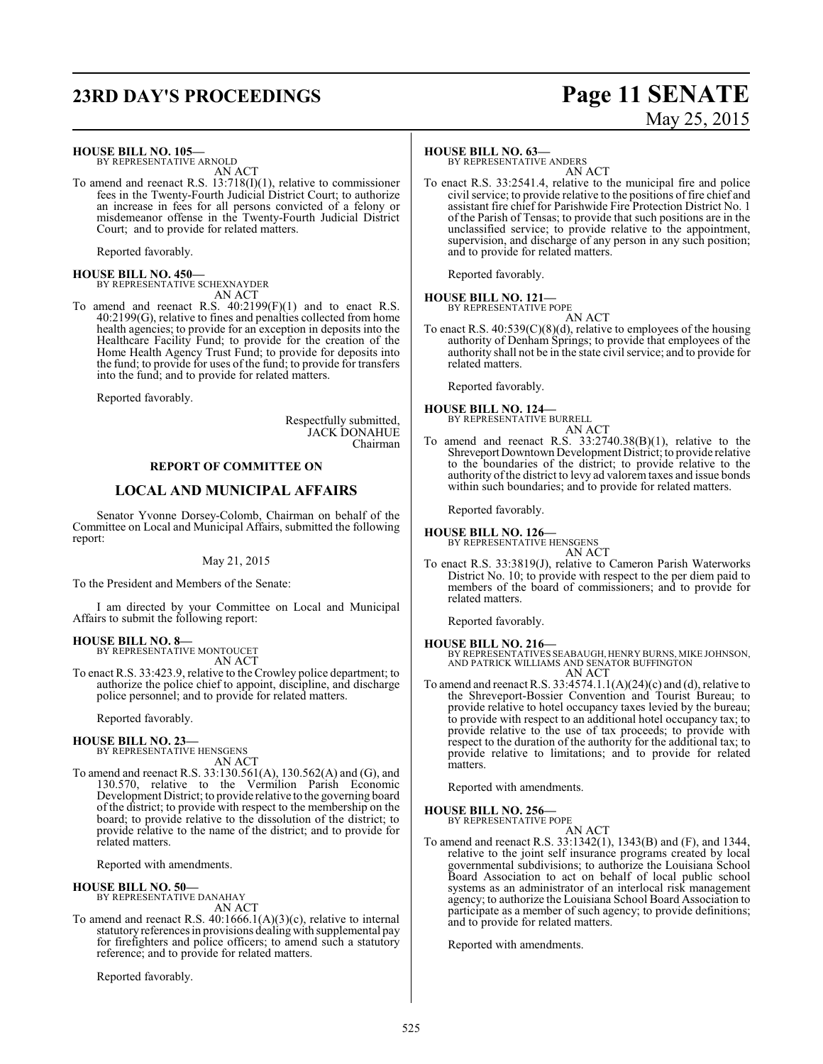**HOUSE BILL NO. 105—**
BY REPRESENTATIVE ARNOLD
AN ACT

To amend and reenact R.S. 13:718(I)(1), relative to commissioner fees in the Twenty-Fourth Judicial District Court; to authorize an increase in fees for all persons convicted of a felony or misdemeanor offense in the Twenty-Fourth Judicial District Court; and to provide for related matters.

Reported favorably.

**HOUSE BILL NO. 450—**
BY REPRESENTATIVE SCHEXNAYDER
AN ACT

To amend and reenact R.S. 40:2199(F)(1) and to enact R.S. 40:2199(G), relative to fines and penalties collected from home health agencies; to provide for an exception in deposits into the Healthcare Facility Fund; to provide for the creation of the Home Health Agency Trust Fund; to provide for deposits into the fund; to provide for uses of the fund; to provide for transfers into the fund; and to provide for related matters.

Reported favorably.

Respectfully submitted,
JACK DONAHUE
Chairman

## REPORT OF COMMITTEE ON

## LOCAL AND MUNICIPAL AFFAIRS

Senator Yvonne Dorsey-Colomb, Chairman on behalf of the Committee on Local and Municipal Affairs, submitted the following report:

May 21, 2015

To the President and Members of the Senate:

I am directed by your Committee on Local and Municipal Affairs to submit the following report:

**HOUSE BILL NO. 8—**
BY REPRESENTATIVE MONTOUCET
AN ACT

To enact R.S. 33:423.9, relative to the Crowley police department; to authorize the police chief to appoint, discipline, and discharge police personnel; and to provide for related matters.

Reported favorably.

**HOUSE BILL NO. 23—**
BY REPRESENTATIVE HENSGENS
AN ACT

To amend and reenact R.S. 33:130.561(A), 130.562(A) and (G), and 130.570, relative to the Vermilion Parish Economic Development District; to provide relative to the governing board of the district; to provide with respect to the membership on the board; to provide relative to the dissolution of the district; to provide relative to the name of the district; and to provide for related matters.

Reported with amendments.

**HOUSE BILL NO. 50—**
BY REPRESENTATIVE DANAHAY
AN ACT

To amend and reenact R.S. 40:1666.1(A)(3)(c), relative to internal statutory references in provisions dealing with supplemental pay for firefighters and police officers; to amend such a statutory reference; and to provide for related matters.

Reported favorably.

**HOUSE BILL NO. 63—**
BY REPRESENTATIVE ANDERS
AN ACT

To enact R.S. 33:2541.4, relative to the municipal fire and police civil service; to provide relative to the positions of fire chief and assistant fire chief for Parishwide Fire Protection District No. 1 of the Parish of Tensas; to provide that such positions are in the unclassified service; to provide relative to the appointment, supervision, and discharge of any person in any such position; and to provide for related matters.

Reported favorably.

**HOUSE BILL NO. 121—**
BY REPRESENTATIVE POPE
AN ACT

To enact R.S. 40:539(C)(8)(d), relative to employees of the housing authority of Denham Springs; to provide that employees of the authority shall not be in the state civil service; and to provide for related matters.

Reported favorably.

**HOUSE BILL NO. 124—**
BY REPRESENTATIVE BURRELL
AN ACT

To amend and reenact R.S. 33:2740.38(B)(1), relative to the Shreveport Downtown Development District; to provide relative to the boundaries of the district; to provide relative to the authority of the district to levy ad valorem taxes and issue bonds within such boundaries; and to provide for related matters.

Reported favorably.

**HOUSE BILL NO. 126—**
BY REPRESENTATIVE HENSGENS
AN ACT

To enact R.S. 33:3819(J), relative to Cameron Parish Waterworks District No. 10; to provide with respect to the per diem paid to members of the board of commissioners; and to provide for related matters.

Reported favorably.

**HOUSE BILL NO. 216—**
BY REPRESENTATIVES SEABAUGH, HENRY BURNS, MIKE JOHNSON, AND PATRICK WILLIAMS AND SENATOR BUFFINGTON
AN ACT

To amend and reenact R.S. 33:4574.1.1(A)(24)(c) and (d), relative to the Shreveport-Bossier Convention and Tourist Bureau; to provide relative to hotel occupancy taxes levied by the bureau; to provide with respect to an additional hotel occupancy tax; to provide relative to the use of tax proceeds; to provide with respect to the duration of the authority for the additional tax; to provide relative to limitations; and to provide for related matters.

Reported with amendments.

**HOUSE BILL NO. 256—**
BY REPRESENTATIVE POPE
AN ACT

To amend and reenact R.S. 33:1342(1), 1343(B) and (F), and 1344, relative to the joint self insurance programs created by local governmental subdivisions; to authorize the Louisiana School Board Association to act on behalf of local public school systems as an administrator of an interlocal risk management agency; to authorize the Louisiana School Board Association to participate as a member of such agency; to provide definitions; and to provide for related matters.

Reported with amendments.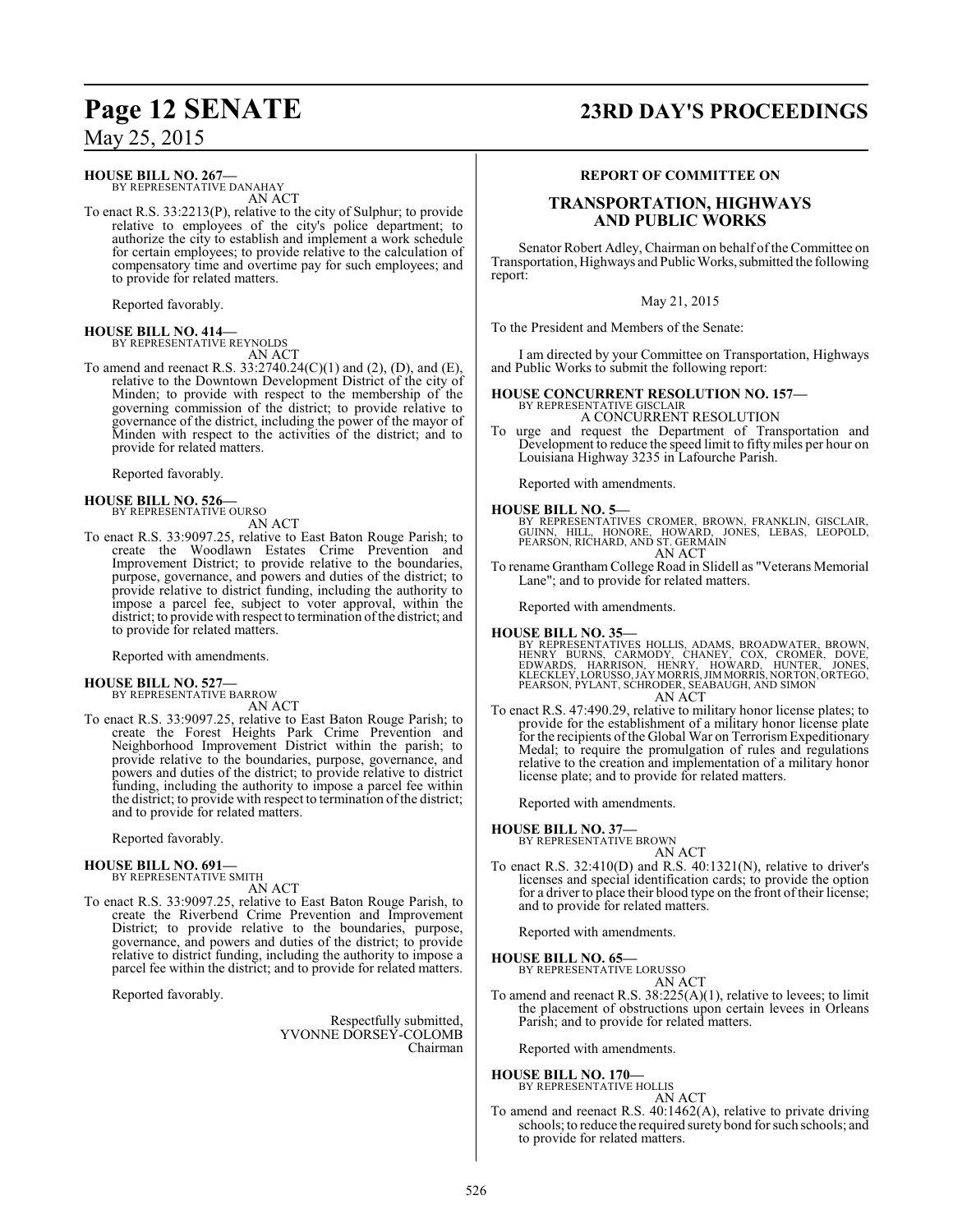**HOUSE BILL NO. 267—**
BY REPRESENTATIVE DANAHAY

AN ACT

To enact R.S. 33:2213(P), relative to the city of Sulphur; to provide relative to employees of the city's police department; to authorize the city to establish and implement a work schedule for certain employees; to provide relative to the calculation of compensatory time and overtime pay for such employees; and to provide for related matters.

Reported favorably.

**HOUSE BILL NO. 414—**
BY REPRESENTATIVE REYNOLDS

AN ACT

To amend and reenact R.S. 33:2740.24(C)(1) and (2), (D), and (E), relative to the Downtown Development District of the city of Minden; to provide with respect to the membership of the governing commission of the district; to provide relative to governance of the district, including the power of the mayor of Minden with respect to the activities of the district; and to provide for related matters.

Reported favorably.

**HOUSE BILL NO. 526—**
BY REPRESENTATIVE OURSO

AN ACT

To enact R.S. 33:9097.25, relative to East Baton Rouge Parish; to create the Woodlawn Estates Crime Prevention and Improvement District; to provide relative to the boundaries, purpose, governance, and powers and duties of the district; to provide relative to district funding, including the authority to impose a parcel fee, subject to voter approval, within the district; to provide with respect to termination of the district; and to provide for related matters.

Reported with amendments.

**HOUSE BILL NO. 527—**
BY REPRESENTATIVE BARROW

AN ACT

To enact R.S. 33:9097.25, relative to East Baton Rouge Parish; to create the Forest Heights Park Crime Prevention and Neighborhood Improvement District within the parish; to provide relative to the boundaries, purpose, governance, and powers and duties of the district; to provide relative to district funding, including the authority to impose a parcel fee within the district; to provide with respect to termination of the district; and to provide for related matters.

Reported favorably.

**HOUSE BILL NO. 691—**
BY REPRESENTATIVE SMITH

AN ACT

To enact R.S. 33:9097.25, relative to East Baton Rouge Parish, to create the Riverbend Crime Prevention and Improvement District; to provide relative to the boundaries, purpose, governance, and powers and duties of the district; to provide relative to district funding, including the authority to impose a parcel fee within the district; and to provide for related matters.

Reported favorably.

Respectfully submitted,
YVONNE DORSEY-COLOMB
Chairman

## REPORT OF COMMITTEE ON

## TRANSPORTATION, HIGHWAYS AND PUBLIC WORKS

Senator Robert Adley, Chairman on behalf of the Committee on Transportation, Highways and Public Works, submitted the following report:

May 21, 2015

To the President and Members of the Senate:

I am directed by your Committee on Transportation, Highways and Public Works to submit the following report:

**HOUSE CONCURRENT RESOLUTION NO. 157—**
BY REPRESENTATIVE GISCLAIR

A CONCURRENT RESOLUTION

To urge and request the Department of Transportation and Development to reduce the speed limit to fifty miles per hour on Louisiana Highway 3235 in Lafourche Parish.

Reported with amendments.

**HOUSE BILL NO. 5—**
BY REPRESENTATIVES CROMER, BROWN, FRANKLIN, GISCLAIR, GUINN, HILL, HONORE, HOWARD, JONES, LEBAS, LEOPOLD, PEARSON, RICHARD, AND ST. GERMAIN

AN ACT

To rename Grantham College Road in Slidell as "Veterans Memorial Lane"; and to provide for related matters.

Reported with amendments.

**HOUSE BILL NO. 35—**
BY REPRESENTATIVES HOLLIS, ADAMS, BROADWATER, BROWN, HENRY BURNS, CARMODY, CHANEY, COX, CROMER, DOVE, EDWARDS, HARRISON, HENRY, HOWARD, HUNTER, JONES, KLECKLEY, LORUSSO, JAY MORRIS, JIM MORRIS, NORTON, ORTEGO, PEARSON, PYLANT, SCHRODER, SEABAUGH, AND SIMON

AN ACT

To enact R.S. 47:490.29, relative to military honor license plates; to provide for the establishment of a military honor license plate for the recipients of the Global War on Terrorism Expeditionary Medal; to require the promulgation of rules and regulations relative to the creation and implementation of a military honor license plate; and to provide for related matters.

Reported with amendments.

**HOUSE BILL NO. 37—**
BY REPRESENTATIVE BROWN

AN ACT

To enact R.S. 32:410(D) and R.S. 40:1321(N), relative to driver's licenses and special identification cards; to provide the option for a driver to place their blood type on the front of their license; and to provide for related matters.

Reported with amendments.

**HOUSE BILL NO. 65—**
BY REPRESENTATIVE LORUSSO

AN ACT

To amend and reenact R.S. 38:225(A)(1), relative to levees; to limit the placement of obstructions upon certain levees in Orleans Parish; and to provide for related matters.

Reported with amendments.

**HOUSE BILL NO. 170—**
BY REPRESENTATIVE HOLLIS

AN ACT

To amend and reenact R.S. 40:1462(A), relative to private driving schools; to reduce the required surety bond for such schools; and to provide for related matters.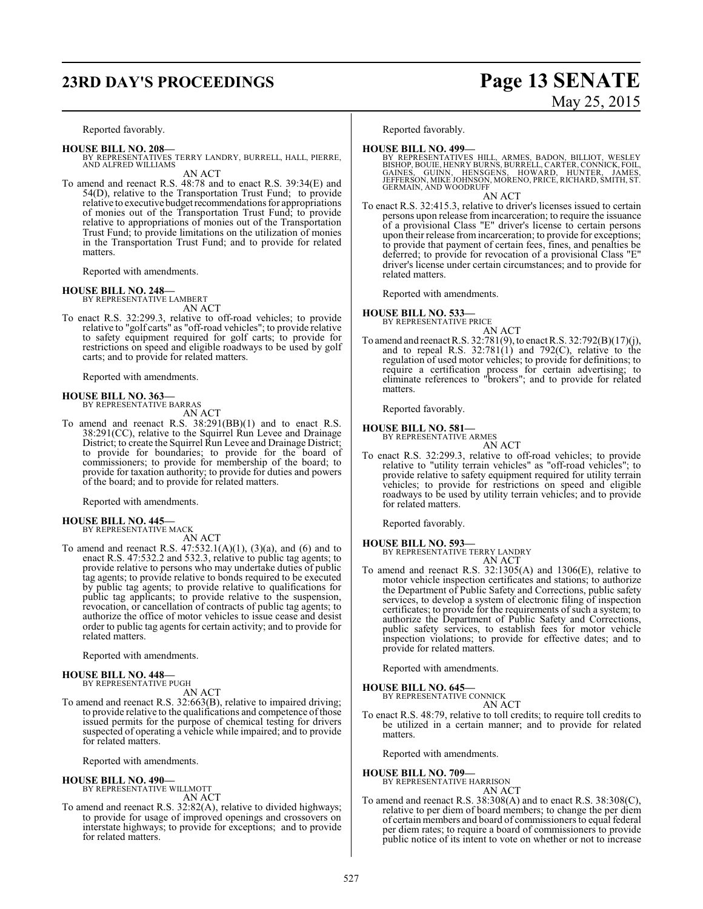Reported favorably.

**HOUSE BILL NO. 208—**
BY REPRESENTATIVES TERRY LANDRY, BURRELL, HALL, PIERRE, AND ALFRED WILLIAMS

AN ACT

To amend and reenact R.S. 48:78 and to enact R.S. 39:34(E) and 54(D), relative to the Transportation Trust Fund; to provide relative to executive budget recommendations for appropriations of monies out of the Transportation Trust Fund; to provide relative to appropriations of monies out of the Transportation Trust Fund; to provide limitations on the utilization of monies in the Transportation Trust Fund; and to provide for related matters.

Reported with amendments.

**HOUSE BILL NO. 248—**
BY REPRESENTATIVE LAMBERT

AN ACT

To enact R.S. 32:299.3, relative to off-road vehicles; to provide relative to "golf carts" as "off-road vehicles"; to provide relative to safety equipment required for golf carts; to provide for restrictions on speed and eligible roadways to be used by golf carts; and to provide for related matters.

Reported with amendments.

**HOUSE BILL NO. 363—**
BY REPRESENTATIVE BARRAS

AN ACT

To amend and reenact R.S. 38:291(BB)(1) and to enact R.S. 38:291(CC), relative to the Squirrel Run Levee and Drainage District; to create the Squirrel Run Levee and Drainage District; to provide for boundaries; to provide for the board of commissioners; to provide for membership of the board; to provide for taxation authority; to provide for duties and powers of the board; and to provide for related matters.

Reported with amendments.

**HOUSE BILL NO. 445—**
BY REPRESENTATIVE MACK

AN ACT

To amend and reenact R.S. 47:532.1(A)(1), (3)(a), and (6) and to enact R.S. 47:532.2 and 532.3, relative to public tag agents; to provide relative to persons who may undertake duties of public tag agents; to provide relative to bonds required to be executed by public tag agents; to provide relative to qualifications for public tag applicants; to provide relative to the suspension, revocation, or cancellation of contracts of public tag agents; to authorize the office of motor vehicles to issue cease and desist order to public tag agents for certain activity; and to provide for related matters.

Reported with amendments.

**HOUSE BILL NO. 448—**
BY REPRESENTATIVE PUGH

AN ACT

To amend and reenact R.S. 32:663(B), relative to impaired driving; to provide relative to the qualifications and competence of those issued permits for the purpose of chemical testing for drivers suspected of operating a vehicle while impaired; and to provide for related matters.

Reported with amendments.

**HOUSE BILL NO. 490—**
BY REPRESENTATIVE WILLMOTT

AN ACT

To amend and reenact R.S. 32:82(A), relative to divided highways; to provide for usage of improved openings and crossovers on interstate highways; to provide for exceptions; and to provide for related matters.

Reported favorably.

**HOUSE BILL NO. 499—**
BY REPRESENTATIVES HILL, ARMES, BADON, BILLIOT, WESLEY BISHOP, BOUIE, HENRY BURNS, BURRELL, CARTER, CONNICK, FOIL, GAINES, GUINN, HENSGENS, HOWARD, HUNTER, JAMES, JEFFERSON, MIKE JOHNSON, MORENO, PRICE, RICHARD, SMITH, ST. GERMAIN, AND WOODRUFF

AN ACT

To enact R.S. 32:415.3, relative to driver's licenses issued to certain persons upon release from incarceration; to require the issuance of a provisional Class "E" driver's license to certain persons upon their release from incarceration; to provide for exceptions; to provide that payment of certain fees, fines, and penalties be deferred; to provide for revocation of a provisional Class "E" driver's license under certain circumstances; and to provide for related matters.

Reported with amendments.

**HOUSE BILL NO. 533—**
BY REPRESENTATIVE PRICE

AN ACT

To amend and reenact R.S. 32:781(9), to enact R.S. 32:792(B)(17)(j), and to repeal R.S. 32:781(1) and 792(C), relative to the regulation of used motor vehicles; to provide for definitions; to require a certification process for certain advertising; to eliminate references to "brokers"; and to provide for related matters.

Reported favorably.

**HOUSE BILL NO. 581—**
BY REPRESENTATIVE ARMES

AN ACT

To enact R.S. 32:299.3, relative to off-road vehicles; to provide relative to "utility terrain vehicles" as "off-road vehicles"; to provide relative to safety equipment required for utility terrain vehicles; to provide for restrictions on speed and eligible roadways to be used by utility terrain vehicles; and to provide for related matters.

Reported favorably.

**HOUSE BILL NO. 593—**
BY REPRESENTATIVE TERRY LANDRY

AN ACT

To amend and reenact R.S. 32:1305(A) and 1306(E), relative to motor vehicle inspection certificates and stations; to authorize the Department of Public Safety and Corrections, public safety services, to develop a system of electronic filing of inspection certificates; to provide for the requirements of such a system; to authorize the Department of Public Safety and Corrections, public safety services, to establish fees for motor vehicle inspection violations; to provide for effective dates; and to provide for related matters.

Reported with amendments.

**HOUSE BILL NO. 645—**
BY REPRESENTATIVE CONNICK

AN ACT

To enact R.S. 48:79, relative to toll credits; to require toll credits to be utilized in a certain manner; and to provide for related matters.

Reported with amendments.

**HOUSE BILL NO. 709—**
BY REPRESENTATIVE HARRISON

AN ACT

To amend and reenact R.S. 38:308(A) and to enact R.S. 38:308(C), relative to per diem of board members; to change the per diem of certain members and board of commissioners to equal federal per diem rates; to require a board of commissioners to provide public notice of its intent to vote on whether or not to increase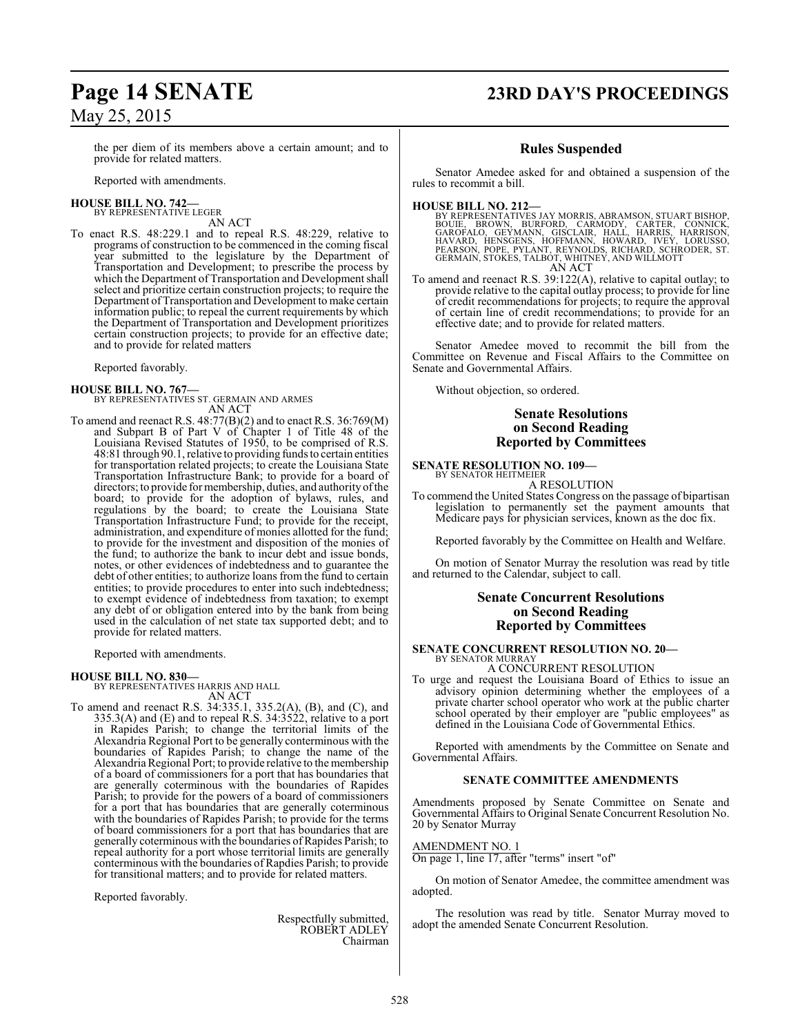the per diem of its members above a certain amount; and to provide for related matters.

Reported with amendments.

**HOUSE BILL NO. 742—**
BY REPRESENTATIVE LEGER

AN ACT

To enact R.S. 48:229.1 and to repeal R.S. 48:229, relative to programs of construction to be commenced in the coming fiscal year submitted to the legislature by the Department of Transportation and Development; to prescribe the process by which the Department of Transportation and Development shall select and prioritize certain construction projects; to require the Department of Transportation and Development to make certain information public; to repeal the current requirements by which the Department of Transportation and Development prioritizes certain construction projects; to provide for an effective date; and to provide for related matters

Reported favorably.

**HOUSE BILL NO. 767—**
BY REPRESENTATIVES ST. GERMAIN AND ARMES

AN ACT

To amend and reenact R.S. 48:77(B)(2) and to enact R.S. 36:769(M) and Subpart B of Part V of Chapter 1 of Title 48 of the Louisiana Revised Statutes of 1950, to be comprised of R.S. 48:81 through 90.1, relative to providing funds to certain entities for transportation related projects; to create the Louisiana State Transportation Infrastructure Bank; to provide for a board of directors; to provide for membership, duties, and authority of the board; to provide for the adoption of bylaws, rules, and regulations by the board; to create the Louisiana State Transportation Infrastructure Fund; to provide for the receipt, administration, and expenditure of monies allotted for the fund; to provide for the investment and disposition of the monies of the fund; to authorize the bank to incur debt and issue bonds, notes, or other evidences of indebtedness and to guarantee the debt of other entities; to authorize loans from the fund to certain entities; to provide procedures to enter into such indebtedness; to exempt evidence of indebtedness from taxation; to exempt any debt of or obligation entered into by the bank from being used in the calculation of net state tax supported debt; and to provide for related matters.

Reported with amendments.

**HOUSE BILL NO. 830—**
BY REPRESENTATIVES HARRIS AND HALL

AN ACT

To amend and reenact R.S. 34:335.1, 335.2(A), (B), and (C), and 335.3(A) and (E) and to repeal R.S. 34:3522, relative to a port in Rapides Parish; to change the territorial limits of the Alexandria Regional Port to be generally conterminous with the boundaries of Rapides Parish; to change the name of the Alexandria Regional Port; to provide relative to the membership of a board of commissioners for a port that has boundaries that are generally coterminous with the boundaries of Rapides Parish; to provide for the powers of a board of commissioners for a port that has boundaries that are generally coterminous with the boundaries of Rapides Parish; to provide for the terms of board commissioners for a port that has boundaries that are generally coterminous with the boundaries of Rapides Parish; to repeal authority for a port whose territorial limits are generally conterminous with the boundaries of Rapdies Parish; to provide for transitional matters; and to provide for related matters.

Reported favorably.

Respectfully submitted,
ROBERT ADLEY
Chairman

## Rules Suspended

Senator Amedee asked for and obtained a suspension of the rules to recommit a bill.

**HOUSE BILL NO. 212—**
BY REPRESENTATIVES JAY MORRIS, ABRAMSON, STUART BISHOP, BOUIE, BROWN, BURFORD, CARMODY, CARTER, CONNICK, GAROFALO, GEYMANN, GISCLAIR, HALL, HARRIS, HARRISON, HAVARD, HENSGENS, HOFFMANN, HOWARD, IVEY, LORUSSO, PEARSON, POPE, PYLANT, REYNOLDS, RICHARD, SCHRODER, ST. GERMAIN, STOKES, TALBOT, WHITNEY, AND WILLMOTT

AN ACT

To amend and reenact R.S. 39:122(A), relative to capital outlay; to provide relative to the capital outlay process; to provide for line of credit recommendations for projects; to require the approval of certain line of credit recommendations; to provide for an effective date; and to provide for related matters.

Senator Amedee moved to recommit the bill from the Committee on Revenue and Fiscal Affairs to the Committee on Senate and Governmental Affairs.

Without objection, so ordered.

## Senate Resolutions on Second Reading Reported by Committees

**SENATE RESOLUTION NO. 109—**
BY SENATOR HEITMEIER

A RESOLUTION

To commend the United States Congress on the passage of bipartisan legislation to permanently set the payment amounts that Medicare pays for physician services, known as the doc fix.

Reported favorably by the Committee on Health and Welfare.

On motion of Senator Murray the resolution was read by title and returned to the Calendar, subject to call.

## Senate Concurrent Resolutions on Second Reading Reported by Committees

**SENATE CONCURRENT RESOLUTION NO. 20—**
BY SENATOR MURRAY

A CONCURRENT RESOLUTION

To urge and request the Louisiana Board of Ethics to issue an advisory opinion determining whether the employees of a private charter school operator who work at the public charter school operated by their employer are "public employees" as defined in the Louisiana Code of Governmental Ethics.

Reported with amendments by the Committee on Senate and Governmental Affairs.

### SENATE COMMITTEE AMENDMENTS

Amendments proposed by Senate Committee on Senate and Governmental Affairs to Original Senate Concurrent Resolution No. 20 by Senator Murray

AMENDMENT NO. 1
On page 1, line 17, after "terms" insert "of"

On motion of Senator Amedee, the committee amendment was adopted.

The resolution was read by title. Senator Murray moved to adopt the amended Senate Concurrent Resolution.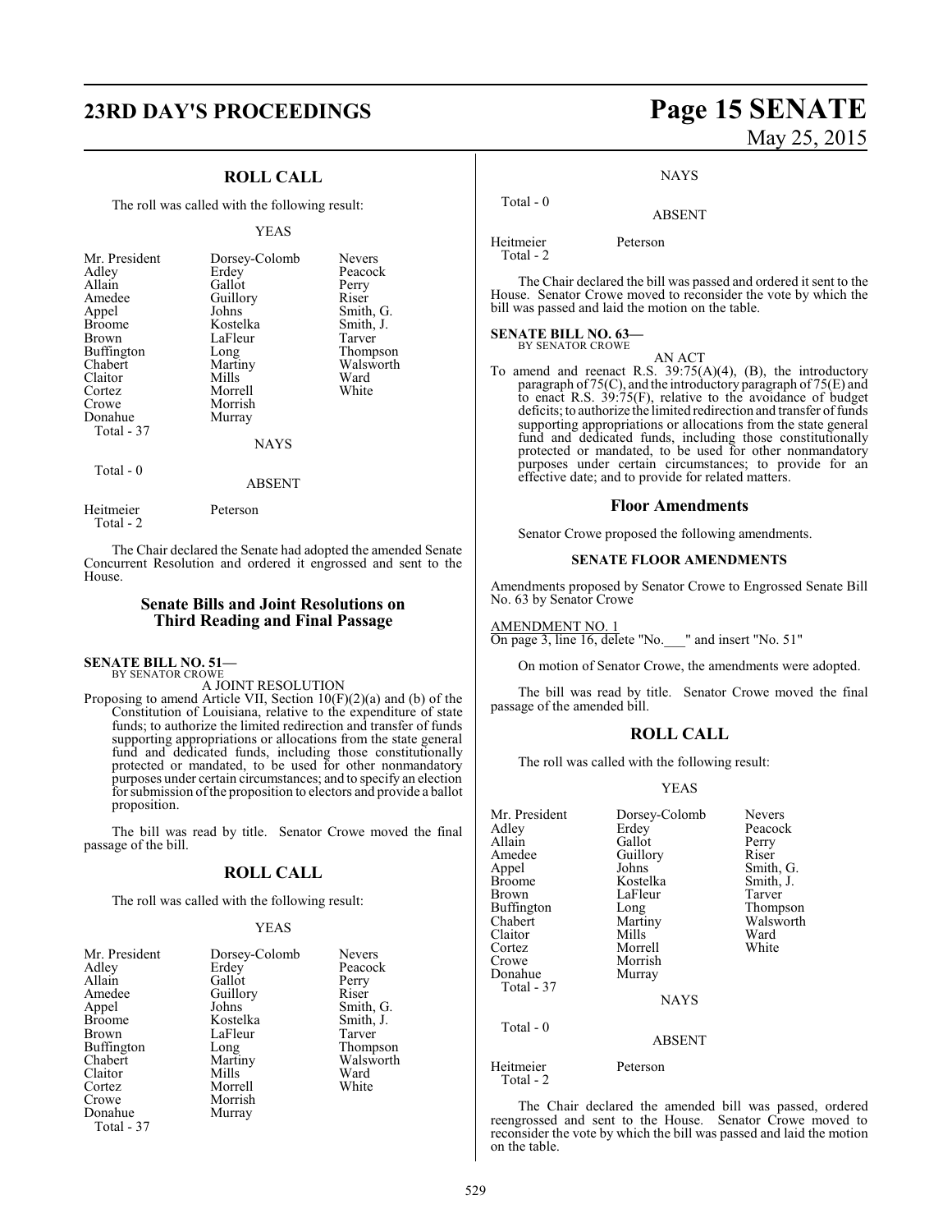## ROLL CALL

The roll was called with the following result:

YEAS

| | | |
|---|---|---|
| Mr. President | Dorsey-Colomb | Nevers |
| Adley | Erdey | Peacock |
| Allain | Gallot | Perry |
| Amedee | Guillory | Riser |
| Appel | Johns | Smith, G. |
| Broome | Kostelka | Smith, J. |
| Brown | LaFleur | Tarver |
| Buffington | Long | Thompson |
| Chabert | Martiny | Walsworth |
| Claitor | Mills | Ward |
| Cortez | Morrell | White |
| Crowe | Morrish | |
| Donahue | Murray | |
| Total - 37 | | |

NAYS

Total - 0

ABSENT

Heitmeier Peterson
Total - 2

The Chair declared the Senate had adopted the amended Senate Concurrent Resolution and ordered it engrossed and sent to the House.

## Senate Bills and Joint Resolutions on Third Reading and Final Passage

**SENATE BILL NO. 51—**
BY SENATOR CROWE

A JOINT RESOLUTION

Proposing to amend Article VII, Section 10(F)(2)(a) and (b) of the Constitution of Louisiana, relative to the expenditure of state funds; to authorize the limited redirection and transfer of funds supporting appropriations or allocations from the state general fund and dedicated funds, including those constitutionally protected or mandated, to be used for other nonmandatory purposes under certain circumstances; and to specify an election for submission of the proposition to electors and provide a ballot proposition.

The bill was read by title. Senator Crowe moved the final passage of the bill.

## ROLL CALL

The roll was called with the following result:

YEAS

| | | |
|---|---|---|
| Mr. President | Dorsey-Colomb | Nevers |
| Adley | Erdey | Peacock |
| Allain | Gallot | Perry |
| Amedee | Guillory | Riser |
| Appel | Johns | Smith, G. |
| Broome | Kostelka | Smith, J. |
| Brown | LaFleur | Tarver |
| Buffington | Long | Thompson |
| Chabert | Martiny | Walsworth |
| Claitor | Mills | Ward |
| Cortez | Morrell | White |
| Crowe | Morrish | |
| Donahue | Murray | |
| Total - 37 | | |

NAYS

Total - 0

ABSENT

Heitmeier Peterson
Total - 2

The Chair declared the bill was passed and ordered it sent to the House. Senator Crowe moved to reconsider the vote by which the bill was passed and laid the motion on the table.

**SENATE BILL NO. 63—**
BY SENATOR CROWE

AN ACT

To amend and reenact R.S. 39:75(A)(4), (B), the introductory paragraph of 75(C), and the introductory paragraph of 75(E) and to enact R.S. 39:75(F), relative to the avoidance of budget deficits; to authorize the limited redirection and transfer of funds supporting appropriations or allocations from the state general fund and dedicated funds, including those constitutionally protected or mandated, to be used for other nonmandatory purposes under certain circumstances; to provide for an effective date; and to provide for related matters.

### Floor Amendments

Senator Crowe proposed the following amendments.

#### SENATE FLOOR AMENDMENTS

Amendments proposed by Senator Crowe to Engrossed Senate Bill No. 63 by Senator Crowe

AMENDMENT NO. 1
On page 3, line 16, delete "No.___" and insert "No. 51"

On motion of Senator Crowe, the amendments were adopted.

The bill was read by title. Senator Crowe moved the final passage of the amended bill.

## ROLL CALL

The roll was called with the following result:

YEAS

| | | |
|---|---|---|
| Mr. President | Dorsey-Colomb | Nevers |
| Adley | Erdey | Peacock |
| Allain | Gallot | Perry |
| Amedee | Guillory | Riser |
| Appel | Johns | Smith, G. |
| Broome | Kostelka | Smith, J. |
| Brown | LaFleur | Tarver |
| Buffington | Long | Thompson |
| Chabert | Martiny | Walsworth |
| Claitor | Mills | Ward |
| Cortez | Morrell | White |
| Crowe | Morrish | |
| Donahue | Murray | |
| Total - 37 | | |

NAYS

Total - 0

ABSENT

Heitmeier Peterson
Total - 2

The Chair declared the amended bill was passed, ordered reengrossed and sent to the House. Senator Crowe moved to reconsider the vote by which the bill was passed and laid the motion on the table.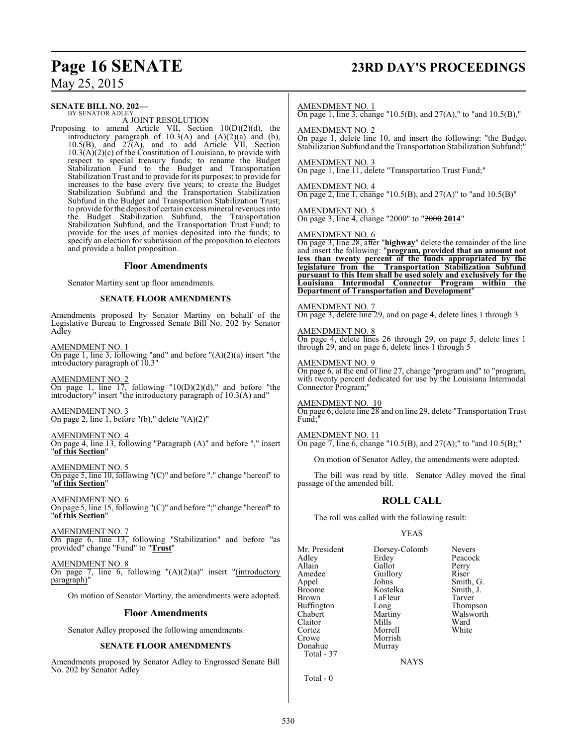**SENATE BILL NO. 202—**
BY SENATOR ADLEY

A JOINT RESOLUTION

Proposing to amend Article VII, Section 10(D)(2)(d), the introductory paragraph of 10.3(A) and (A)(2)(a) and (b), 10.5(B), and 27(A), and to add Article VII, Section 10.3(A)(2)(c) of the Constitution of Louisiana, to provide with respect to special treasury funds; to rename the Budget Stabilization Fund to the Budget and Transportation Stabilization Trust and to provide for its purposes; to provide for increases to the base every five years; to create the Budget Stabilization Subfund and the Transportation Stabilization Subfund in the Budget and Transportation Stabilization Trust; to provide for the deposit of certain excess mineral revenues into the Budget Stabilization Subfund, the Transportation Stabilization Subfund, and the Transportation Trust Fund; to provide for the uses of monies deposited into the funds; to specify an election for submission of the proposition to electors and provide a ballot proposition.

## Floor Amendments

Senator Martiny sent up floor amendments.

### SENATE FLOOR AMENDMENTS

Amendments proposed by Senator Martiny on behalf of the Legislative Bureau to Engrossed Senate Bill No. 202 by Senator Adley

AMENDMENT NO. 1
On page 1, line 3, following "and" and before "(A)(2)(a) insert "the introductory paragraph of 10.3"

AMENDMENT NO. 2
On page 1, line 17, following "10(D)(2)(d)," and before "the introductory" insert "the introductory paragraph of 10.3(A) and"

AMENDMENT NO. 3
On page 2, line 1, before "(b)," delete "(A)(2)"

AMENDMENT NO. 4
On page 4, line 13, following "Paragraph (A)" and before "," insert "**of this Section**"

AMENDMENT NO. 5
On page 5, line 10, following "(C)" and before "." change "hereof" to "**of this Section**"

AMENDMENT NO. 6
On page 5, line 15, following "(C)" and before ";" change "hereof" to "**of this Section**"

AMENDMENT NO. 7
On page 6, line 13, following "Stabilization" and before "as provided" change "Fund" to "**Trust**"

AMENDMENT NO. 8
On page 7, line 6, following "(A)(2)(a)" insert "(introductory paragraph)"

On motion of Senator Martiny, the amendments were adopted.

## Floor Amendments

Senator Adley proposed the following amendments.

### SENATE FLOOR AMENDMENTS

Amendments proposed by Senator Adley to Engrossed Senate Bill No. 202 by Senator Adley

AMENDMENT NO. 1
On page 1, line 3, change "10.5(B), and 27(A)," to "and 10.5(B),"

AMENDMENT NO. 2
On page 1, delete line 10, and insert the following: "the Budget Stabilization Subfund and the Transportation Stabilization Subfund;"

AMENDMENT NO. 3
On page 1, line 11, delete "Transportation Trust Fund;"

AMENDMENT NO. 4
On page 2, line 1, change "10.5(B), and 27(A)" to "and 10.5(B)"

AMENDMENT NO. 5
On page 3, line 4, change "2000" to "~~2000~~ **2014**"

AMENDMENT NO. 6
On page 3, line 28, after "**highway**" delete the remainder of the line and insert the following: "**program, provided that an amount not less than twenty percent of the funds appropriated by the legislature from the Transportation Stabilization Subfund pursuant to this Item shall be used solely and exclusively for the Louisiana Intermodal Connector Program within the Department of Transportation and Development**"

AMENDMENT NO. 7
On page 3, delete line 29, and on page 4, delete lines 1 through 3

AMENDMENT NO. 8
On page 4, delete lines 26 through 29, on page 5, delete lines 1 through 29, and on page 6, delete lines 1 through 5

AMENDMENT NO. 9
On page 6, at the end of line 27, change "program and" to "program, with twenty percent dedicated for use by the Louisiana Intermodal Connector Program;"

AMENDMENT NO. 10
On page 6, delete line 28 and on line 29, delete "Transportation Trust Fund;"

AMENDMENT NO. 11
On page 7, line 6, change "10.5(B), and 27(A);" to "and 10.5(B);"

On motion of Senator Adley, the amendments were adopted.

The bill was read by title. Senator Adley moved the final passage of the amended bill.

## ROLL CALL

The roll was called with the following result:

YEAS

| | | |
|---|---|---|
| Mr. President | Dorsey-Colomb | Nevers |
| Adley | Erdey | Peacock |
| Allain | Gallot | Perry |
| Amedee | Guillory | Riser |
| Appel | Johns | Smith, G. |
| Broome | Kostelka | Smith, J. |
| Brown | LaFleur | Tarver |
| Buffington | Long | Thompson |
| Chabert | Martiny | Walsworth |
| Claitor | Mills | Ward |
| Cortez | Morrell | White |
| Crowe | Morrish | |
| Donahue | Murray | |

Total - 37

NAYS

Total - 0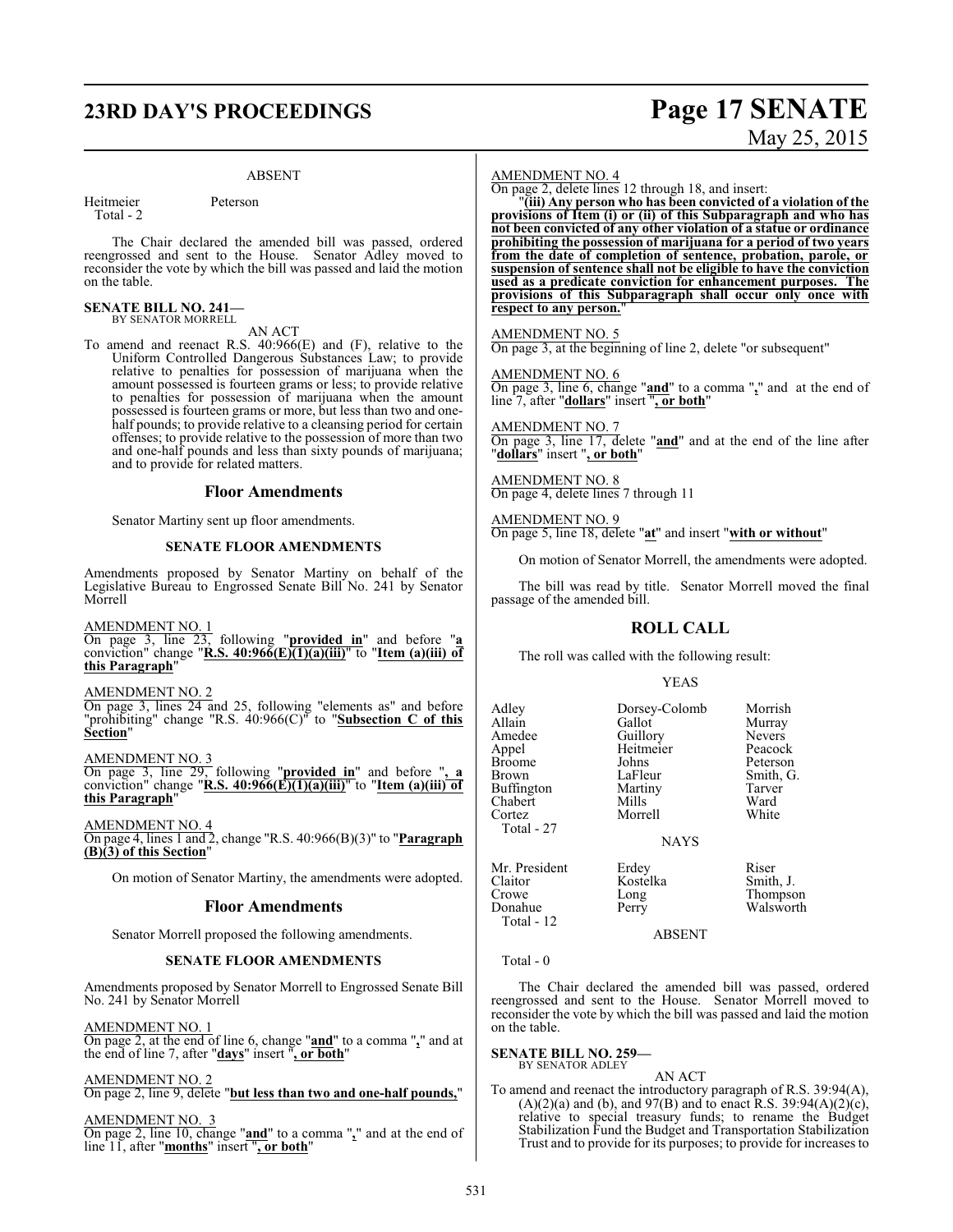ABSENT

| | |
|---|---|
| Heitmeier | Peterson |
| Total - 2 | |

The Chair declared the amended bill was passed, ordered reengrossed and sent to the House. Senator Adley moved to reconsider the vote by which the bill was passed and laid the motion on the table.

**SENATE BILL NO. 241—**
BY SENATOR MORRELL

AN ACT

To amend and reenact R.S. 40:966(E) and (F), relative to the Uniform Controlled Dangerous Substances Law; to provide relative to penalties for possession of marijuana when the amount possessed is fourteen grams or less; to provide relative to penalties for possession of marijuana when the amount possessed is fourteen grams or more, but less than two and one-half pounds; to provide relative to a cleansing period for certain offenses; to provide relative to the possession of more than two and one-half pounds and less than sixty pounds of marijuana; and to provide for related matters.

## Floor Amendments

Senator Martiny sent up floor amendments.

### SENATE FLOOR AMENDMENTS

Amendments proposed by Senator Martiny on behalf of the Legislative Bureau to Engrossed Senate Bill No. 241 by Senator Morrell

AMENDMENT NO. 1
On page 3, line 23, following "**provided in**" and before "**a** conviction" change "**R.S. 40:966(E)(1)(a)(iii)**" to "**Item (a)(iii) of this Paragraph**"

AMENDMENT NO. 2
On page 3, lines 24 and 25, following "elements as" and before "prohibiting" change "R.S. 40:966(C)" to "**Subsection C of this Section**"

AMENDMENT NO. 3
On page 3, line 29, following "**provided in**" and before "**, a** conviction" change "**R.S. 40:966(E)(1)(a)(iii)**" to "**Item (a)(iii) of this Paragraph**"

AMENDMENT NO. 4
On page 4, lines 1 and 2, change "R.S. 40:966(B)(3)" to "**Paragraph (B)(3) of this Section**"

On motion of Senator Martiny, the amendments were adopted.

## Floor Amendments

Senator Morrell proposed the following amendments.

### SENATE FLOOR AMENDMENTS

Amendments proposed by Senator Morrell to Engrossed Senate Bill No. 241 by Senator Morrell

AMENDMENT NO. 1
On page 2, at the end of line 6, change "**and**" to a comma "**,**" and at the end of line 7, after "**days**" insert "**, or both**"

AMENDMENT NO. 2
On page 2, line 9, delete "**but less than two and one-half pounds,**"

AMENDMENT NO. 3
On page 2, line 10, change "**and**" to a comma "**,**" and at the end of line 11, after "**months**" insert "**, or both**"

AMENDMENT NO. 4
On page 2, delete lines 12 through 18, and insert:

"**(iii) Any person who has been convicted of a violation of the provisions of Item (i) or (ii) of this Subparagraph and who has not been convicted of any other violation of a statue or ordinance prohibiting the possession of marijuana for a period of two years from the date of completion of sentence, probation, parole, or suspension of sentence shall not be eligible to have the conviction used as a predicate conviction for enhancement purposes. The provisions of this Subparagraph shall occur only once with respect to any person.**"

AMENDMENT NO. 5
On page 3, at the beginning of line 2, delete "or subsequent"

AMENDMENT NO. 6
On page 3, line 6, change "**and**" to a comma "**,**" and at the end of line 7, after "**dollars**" insert "**, or both**"

AMENDMENT NO. 7
On page 3, line 17, delete "**and**" and at the end of the line after "**dollars**" insert "**, or both**"

AMENDMENT NO. 8
On page 4, delete lines 7 through 11

AMENDMENT NO. 9
On page 5, line 18, delete "**at**" and insert "**with or without**"

On motion of Senator Morrell, the amendments were adopted.

The bill was read by title. Senator Morrell moved the final passage of the amended bill.

## ROLL CALL

The roll was called with the following result:

YEAS

| | | |
|---|---|---|
| Adley | Dorsey-Colomb | Morrish |
| Allain | Gallot | Murray |
| Amedee | Guillory | Nevers |
| Appel | Heitmeier | Peacock |
| Broome | Johns | Peterson |
| Brown | LaFleur | Smith, G. |
| Buffington | Martiny | Tarver |
| Chabert | Mills | Ward |
| Cortez | Morrell | White |
| Total - 27 | | |

NAYS

| | | |
|---|---|---|
| Mr. President | Erdey | Riser |
| Claitor | Kostelka | Smith, J. |
| Crowe | Long | Thompson |
| Donahue | Perry | Walsworth |
| Total - 12 | | |

ABSENT

Total - 0

The Chair declared the amended bill was passed, ordered reengrossed and sent to the House. Senator Morrell moved to reconsider the vote by which the bill was passed and laid the motion on the table.

**SENATE BILL NO. 259—**
BY SENATOR ADLEY

AN ACT

To amend and reenact the introductory paragraph of R.S. 39:94(A), (A)(2)(a) and (b), and 97(B) and to enact R.S. 39:94(A)(2)(c), relative to special treasury funds; to rename the Budget Stabilization Fund the Budget and Transportation Stabilization Trust and to provide for its purposes; to provide for increases to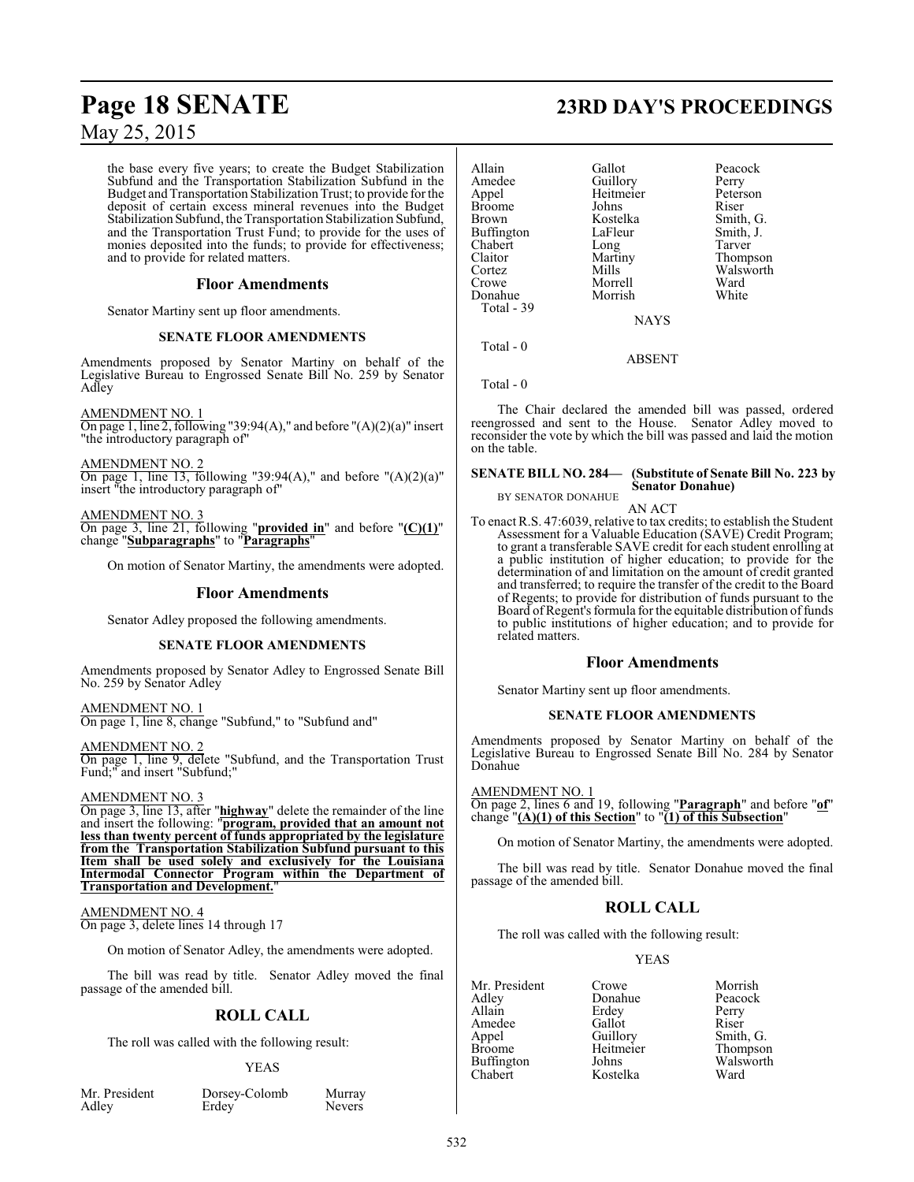the base every five years; to create the Budget Stabilization Subfund and the Transportation Stabilization Subfund in the Budget and Transportation Stabilization Trust; to provide for the deposit of certain excess mineral revenues into the Budget Stabilization Subfund, the Transportation Stabilization Subfund, and the Transportation Trust Fund; to provide for the uses of monies deposited into the funds; to provide for effectiveness; and to provide for related matters.

## Floor Amendments

Senator Martiny sent up floor amendments.

### SENATE FLOOR AMENDMENTS

Amendments proposed by Senator Martiny on behalf of the Legislative Bureau to Engrossed Senate Bill No. 259 by Senator Adley

AMENDMENT NO. 1
On page 1, line 2, following "39:94(A)," and before "(A)(2)(a)" insert "the introductory paragraph of"

AMENDMENT NO. 2
On page 1, line 13, following "39:94(A)," and before "(A)(2)(a)" insert "the introductory paragraph of"

AMENDMENT NO. 3
On page 3, line 21, following "**provided in**" and before "**(C)(1)**" change "**Subparagraphs**" to "**Paragraphs**"

On motion of Senator Martiny, the amendments were adopted.

## Floor Amendments

Senator Adley proposed the following amendments.

### SENATE FLOOR AMENDMENTS

Amendments proposed by Senator Adley to Engrossed Senate Bill No. 259 by Senator Adley

AMENDMENT NO. 1
On page 1, line 8, change "Subfund," to "Subfund and"

AMENDMENT NO. 2
On page 1, line 9, delete "Subfund, and the Transportation Trust Fund;" and insert "Subfund;"

AMENDMENT NO. 3
On page 3, line 13, after "**highway**" delete the remainder of the line and insert the following: "**program, provided that an amount not less than twenty percent of funds appropriated by the legislature from the Transportation Stabilization Subfund pursuant to this Item shall be used solely and exclusively for the Louisiana Intermodal Connector Program within the Department of Transportation and Development.**"

AMENDMENT NO. 4
On page 3, delete lines 14 through 17

On motion of Senator Adley, the amendments were adopted.

The bill was read by title. Senator Adley moved the final passage of the amended bill.

## ROLL CALL

The roll was called with the following result:

YEAS

| | | |
|---|---|---|
| Mr. President | Dorsey-Colomb | Murray |
| Adley | Erdey | Nevers |
| Allain | Gallot | Peacock |
| Amedee | Guillory | Perry |
| Appel | Heitmeier | Peterson |
| Broome | Johns | Riser |
| Brown | Kostelka | Smith, G. |
| Buffington | LaFleur | Smith, J. |
| Chabert | Long | Tarver |
| Claitor | Martiny | Thompson |
| Cortez | Mills | Walsworth |
| Crowe | Morrell | Ward |
| Donahue | Morrish | White |

Total - 39

NAYS

Total - 0

ABSENT

Total - 0

The Chair declared the amended bill was passed, ordered reengrossed and sent to the House. Senator Adley moved to reconsider the vote by which the bill was passed and laid the motion on the table.

**SENATE BILL NO. 284— (Substitute of Senate Bill No. 223 by Senator Donahue)**
BY SENATOR DONAHUE

AN ACT

To enact R.S. 47:6039, relative to tax credits; to establish the Student Assessment for a Valuable Education (SAVE) Credit Program; to grant a transferable SAVE credit for each student enrolling at a public institution of higher education; to provide for the determination of and limitation on the amount of credit granted and transferred; to require the transfer of the credit to the Board of Regents; to provide for distribution of funds pursuant to the Board of Regent's formula for the equitable distribution of funds to public institutions of higher education; and to provide for related matters.

## Floor Amendments

Senator Martiny sent up floor amendments.

### SENATE FLOOR AMENDMENTS

Amendments proposed by Senator Martiny on behalf of the Legislative Bureau to Engrossed Senate Bill No. 284 by Senator Donahue

AMENDMENT NO. 1
On page 2, lines 6 and 19, following "**Paragraph**" and before "**of**" change "**(A)(1) of this Section**" to "**(1) of this Subsection**"

On motion of Senator Martiny, the amendments were adopted.

The bill was read by title. Senator Donahue moved the final passage of the amended bill.

## ROLL CALL

The roll was called with the following result:

YEAS

| | | |
|---|---|---|
| Mr. President | Crowe | Morrish |
| Adley | Donahue | Peacock |
| Allain | Erdey | Perry |
| Amedee | Gallot | Riser |
| Appel | Guillory | Smith, G. |
| Broome | Heitmeier | Thompson |
| Buffington | Johns | Walsworth |
| Chabert | Kostelka | Ward |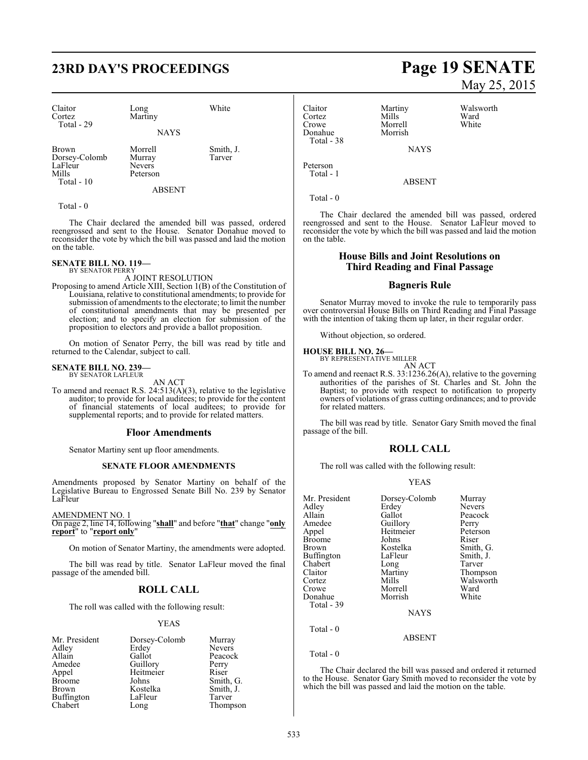| Claitor | Long | White |
|---|---|---|
| Cortez | Martiny | |
| Total - 29 | | |

NAYS

| Brown | Morrell | Smith, J. |
|---|---|---|
| Dorsey-Colomb | Murray | Tarver |
| LaFleur | Nevers | |
| Mills | Peterson | |
| Total - 10 | | |

ABSENT

Total - 0

The Chair declared the amended bill was passed, ordered reengrossed and sent to the House. Senator Donahue moved to reconsider the vote by which the bill was passed and laid the motion on the table.

**SENATE BILL NO. 119—**
BY SENATOR PERRY

A JOINT RESOLUTION

Proposing to amend Article XIII, Section 1(B) of the Constitution of Louisiana, relative to constitutional amendments; to provide for submission of amendments to the electorate; to limit the number of constitutional amendments that may be presented per election; and to specify an election for submission of the proposition to electors and provide a ballot proposition.

On motion of Senator Perry, the bill was read by title and returned to the Calendar, subject to call.

**SENATE BILL NO. 239—**
BY SENATOR LAFLEUR

AN ACT

To amend and reenact R.S. 24:513(A)(3), relative to the legislative auditor; to provide for local auditees; to provide for the content of financial statements of local auditees; to provide for supplemental reports; and to provide for related matters.

## Floor Amendments

Senator Martiny sent up floor amendments.

### SENATE FLOOR AMENDMENTS

Amendments proposed by Senator Martiny on behalf of the Legislative Bureau to Engrossed Senate Bill No. 239 by Senator LaFleur

AMENDMENT NO. 1
On page 2, line 14, following "**shall**" and before "**that**" change "**only report**" to "**report only**"

On motion of Senator Martiny, the amendments were adopted.

The bill was read by title. Senator LaFleur moved the final passage of the amended bill.

## ROLL CALL

The roll was called with the following result:

YEAS

| Mr. President | Dorsey-Colomb | Murray |
|---|---|---|
| Adley | Erdey | Nevers |
| Allain | Gallot | Peacock |
| Amedee | Guillory | Perry |
| Appel | Heitmeier | Riser |
| Broome | Johns | Smith, G. |
| Brown | Kostelka | Smith, J. |
| Buffington | LaFleur | Tarver |
| Chabert | Long | Thompson |
| Claitor | Martiny | Walsworth |
| Cortez | Mills | Ward |
| Crowe | Morrell | White |
| Donahue | Morrish | |
| Total - 38 | | |

NAYS

Peterson
Total - 1

ABSENT

Total - 0

The Chair declared the amended bill was passed, ordered reengrossed and sent to the House. Senator LaFleur moved to reconsider the vote by which the bill was passed and laid the motion on the table.

## House Bills and Joint Resolutions on Third Reading and Final Passage

## Bagneris Rule

Senator Murray moved to invoke the rule to temporarily pass over controversial House Bills on Third Reading and Final Passage with the intention of taking them up later, in their regular order.

Without objection, so ordered.

**HOUSE BILL NO. 26—**
BY REPRESENTATIVE MILLER

AN ACT

To amend and reenact R.S. 33:1236.26(A), relative to the governing authorities of the parishes of St. Charles and St. John the Baptist; to provide with respect to notification to property owners of violations of grass cutting ordinances; and to provide for related matters.

The bill was read by title. Senator Gary Smith moved the final passage of the bill.

## ROLL CALL

The roll was called with the following result:

YEAS

| Mr. President | Dorsey-Colomb | Murray |
|---|---|---|
| Adley | Erdey | Nevers |
| Allain | Gallot | Peacock |
| Amedee | Guillory | Perry |
| Appel | Heitmeier | Peterson |
| Broome | Johns | Riser |
| Brown | Kostelka | Smith, G. |
| Buffington | LaFleur | Smith, J. |
| Chabert | Long | Tarver |
| Claitor | Martiny | Thompson |
| Cortez | Mills | Walsworth |
| Crowe | Morrell | Ward |
| Donahue | Morrish | White |
| Total - 39 | | |

NAYS

Total - 0

ABSENT

Total - 0

The Chair declared the bill was passed and ordered it returned to the House. Senator Gary Smith moved to reconsider the vote by which the bill was passed and laid the motion on the table.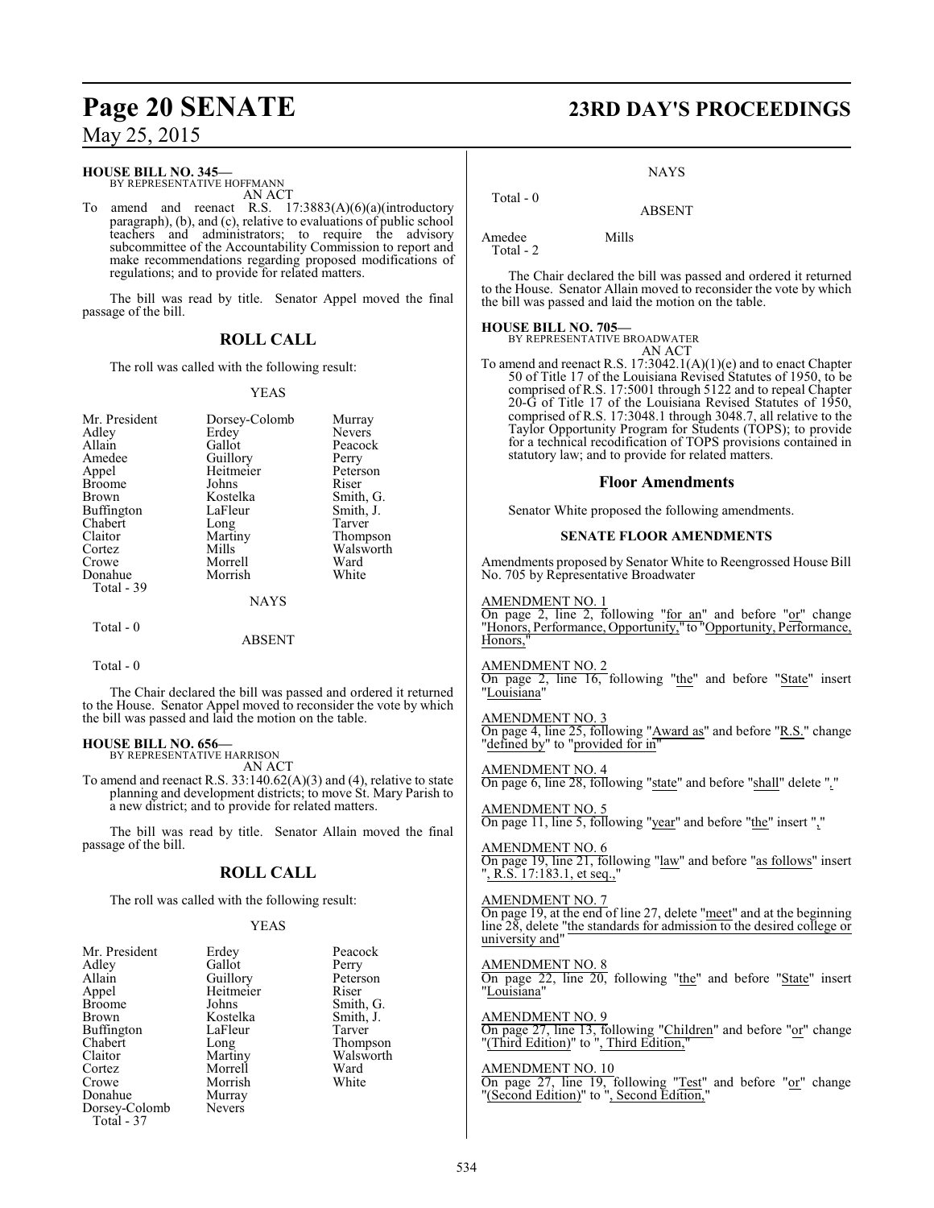**HOUSE BILL NO. 345—**
BY REPRESENTATIVE HOFFMANN
AN ACT

To amend and reenact R.S. 17:3883(A)(6)(a)(introductory paragraph), (b), and (c), relative to evaluations of public school teachers and administrators; to require the advisory subcommittee of the Accountability Commission to report and make recommendations regarding proposed modifications of regulations; and to provide for related matters.

The bill was read by title. Senator Appel moved the final passage of the bill.

## ROLL CALL

The roll was called with the following result:

YEAS

| | | |
|---|---|---|
| Mr. President | Dorsey-Colomb | Murray |
| Adley | Erdey | Nevers |
| Allain | Gallot | Peacock |
| Amedee | Guillory | Perry |
| Appel | Heitmeier | Peterson |
| Broome | Johns | Riser |
| Brown | Kostelka | Smith, G. |
| Buffington | LaFleur | Smith, J. |
| Chabert | Long | Tarver |
| Claitor | Martiny | Thompson |
| Cortez | Mills | Walsworth |
| Crowe | Morrell | Ward |
| Donahue | Morrish | White |

Total - 39

NAYS

Total - 0

ABSENT

Total - 0

The Chair declared the bill was passed and ordered it returned to the House. Senator Appel moved to reconsider the vote by which the bill was passed and laid the motion on the table.

**HOUSE BILL NO. 656—**
BY REPRESENTATIVE HARRISON
AN ACT

To amend and reenact R.S. 33:140.62(A)(3) and (4), relative to state planning and development districts; to move St. Mary Parish to a new district; and to provide for related matters.

The bill was read by title. Senator Allain moved the final passage of the bill.

## ROLL CALL

The roll was called with the following result:

YEAS

| | | |
|---|---|---|
| Mr. President | Erdey | Peacock |
| Adley | Gallot | Perry |
| Allain | Guillory | Peterson |
| Appel | Heitmeier | Riser |
| Broome | Johns | Smith, G. |
| Brown | Kostelka | Smith, J. |
| Buffington | LaFleur | Tarver |
| Chabert | Long | Thompson |
| Claitor | Martiny | Walsworth |
| Cortez | Morrell | Ward |
| Crowe | Morrish | White |
| Donahue | Murray | |
| Dorsey-Colomb | Nevers | |

Total - 37

NAYS

Total - 0

ABSENT

Amedee Mills

Total - 2

The Chair declared the bill was passed and ordered it returned to the House. Senator Allain moved to reconsider the vote by which the bill was passed and laid the motion on the table.

**HOUSE BILL NO. 705—**
BY REPRESENTATIVE BROADWATER
AN ACT

To amend and reenact R.S. 17:3042.1(A)(1)(e) and to enact Chapter 50 of Title 17 of the Louisiana Revised Statutes of 1950, to be comprised of R.S. 17:5001 through 5122 and to repeal Chapter 20-G of Title 17 of the Louisiana Revised Statutes of 1950, comprised of R.S. 17:3048.1 through 3048.7, all relative to the Taylor Opportunity Program for Students (TOPS); to provide for a technical recodification of TOPS provisions contained in statutory law; and to provide for related matters.

## Floor Amendments

Senator White proposed the following amendments.

### SENATE FLOOR AMENDMENTS

Amendments proposed by Senator White to Reengrossed House Bill No. 705 by Representative Broadwater

AMENDMENT NO. 1
On page 2, line 2, following "for an" and before "or" change "Honors, Performance, Opportunity," to "Opportunity, Performance, Honors,"

AMENDMENT NO. 2
On page 2, line 16, following "the" and before "State" insert "Louisiana"

AMENDMENT NO. 3
On page 4, line 25, following "Award as" and before "R.S." change "defined by" to "provided for in"

AMENDMENT NO. 4
On page 6, line 28, following "state" and before "shall" delete ","

AMENDMENT NO. 5
On page 11, line 5, following "year" and before "the" insert ","

AMENDMENT NO. 6
On page 19, line 21, following "law" and before "as follows" insert ", R.S. 17:183.1, et seq.,"

AMENDMENT NO. 7
On page 19, at the end of line 27, delete "meet" and at the beginning line 28, delete "the standards for admission to the desired college or university and"

AMENDMENT NO. 8
On page 22, line 20, following "the" and before "State" insert "Louisiana"

AMENDMENT NO. 9
On page 27, line 13, following "Children" and before "or" change "(Third Edition)" to ", Third Edition,"

AMENDMENT NO. 10
On page 27, line 19, following "Test" and before "or" change "(Second Edition)" to ", Second Edition,"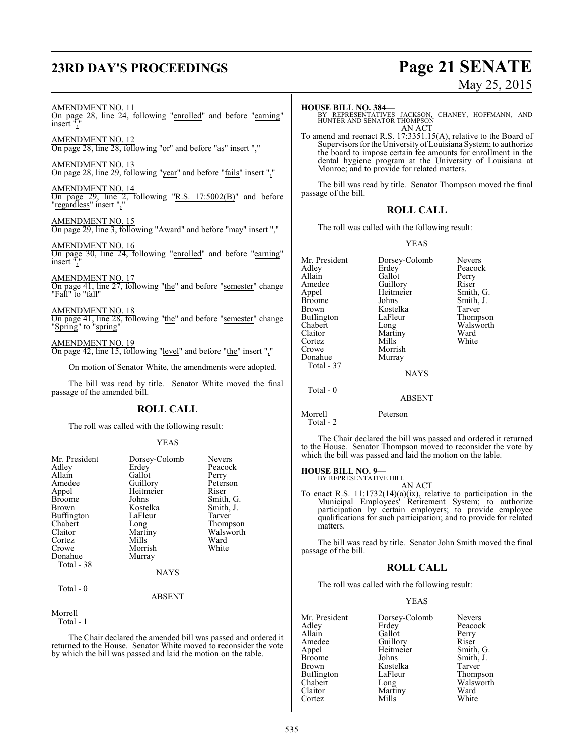AMENDMENT NO. 11
On page 28, line 24, following "enrolled" and before "earning" insert ","

AMENDMENT NO. 12
On page 28, line 28, following "or" and before "as" insert ","

AMENDMENT NO. 13
On page 28, line 29, following "year" and before "fails" insert ","

AMENDMENT NO. 14
On page 29, line 2, following "R.S. 17:5002(B)" and before "regardless" insert ","

AMENDMENT NO. 15
On page 29, line 3, following "Award" and before "may" insert ","

AMENDMENT NO. 16
On page 30, line 24, following "enrolled" and before "earning" insert ","

AMENDMENT NO. 17
On page 41, line 27, following "the" and before "semester" change "Fall" to "fall"

AMENDMENT NO. 18
On page 41, line 28, following "the" and before "semester" change "Spring" to "spring"

AMENDMENT NO. 19
On page 42, line 15, following "level" and before "the" insert ","

On motion of Senator White, the amendments were adopted.

The bill was read by title. Senator White moved the final passage of the amended bill.

## ROLL CALL

The roll was called with the following result:

YEAS

| | | |
|---|---|---|
| Mr. President | Dorsey-Colomb | Nevers |
| Adley | Erdey | Peacock |
| Allain | Gallot | Perry |
| Amedee | Guillory | Peterson |
| Appel | Heitmeier | Riser |
| Broome | Johns | Smith, G. |
| Brown | Kostelka | Smith, J. |
| Buffington | LaFleur | Tarver |
| Chabert | Long | Thompson |
| Claitor | Martiny | Walsworth |
| Cortez | Mills | Ward |
| Crowe | Morrish | White |
| Donahue | Murray | |

Total - 38

NAYS

Total - 0

ABSENT

Morrell

Total - 1

The Chair declared the amended bill was passed and ordered it returned to the House. Senator White moved to reconsider the vote by which the bill was passed and laid the motion on the table.

**HOUSE BILL NO. 384—**
BY REPRESENTATIVES JACKSON, CHANEY, HOFFMANN, AND HUNTER AND SENATOR THOMPSON
AN ACT
To amend and reenact R.S. 17:3351.15(A), relative to the Board of Supervisors for the University of Louisiana System; to authorize the board to impose certain fee amounts for enrollment in the dental hygiene program at the University of Louisiana at Monroe; and to provide for related matters.

The bill was read by title. Senator Thompson moved the final passage of the bill.

## ROLL CALL

The roll was called with the following result:

YEAS

| | | |
|---|---|---|
| Mr. President | Dorsey-Colomb | Nevers |
| Adley | Erdey | Peacock |
| Allain | Gallot | Perry |
| Amedee | Guillory | Riser |
| Appel | Heitmeier | Smith, G. |
| Broome | Johns | Smith, J. |
| Brown | Kostelka | Tarver |
| Buffington | LaFleur | Thompson |
| Chabert | Long | Walsworth |
| Claitor | Martiny | Ward |
| Cortez | Mills | White |
| Crowe | Morrish | |
| Donahue | Murray | |

Total - 37

NAYS

Total - 0

ABSENT

Morrell Peterson

Total - 2

The Chair declared the bill was passed and ordered it returned to the House. Senator Thompson moved to reconsider the vote by which the bill was passed and laid the motion on the table.

**HOUSE BILL NO. 9—**
BY REPRESENTATIVE HILL
AN ACT
To enact R.S. 11:1732(14)(a)(ix), relative to participation in the Municipal Employees' Retirement System; to authorize participation by certain employers; to provide employee qualifications for such participation; and to provide for related matters.

The bill was read by title. Senator John Smith moved the final passage of the bill.

## ROLL CALL

The roll was called with the following result:

YEAS

| | | |
|---|---|---|
| Mr. President | Dorsey-Colomb | Nevers |
| Adley | Erdey | Peacock |
| Allain | Gallot | Perry |
| Amedee | Guillory | Riser |
| Appel | Heitmeier | Smith, G. |
| Broome | Johns | Smith, J. |
| Brown | Kostelka | Tarver |
| Buffington | LaFleur | Thompson |
| Chabert | Long | Walsworth |
| Claitor | Martiny | Ward |
| Cortez | Mills | White |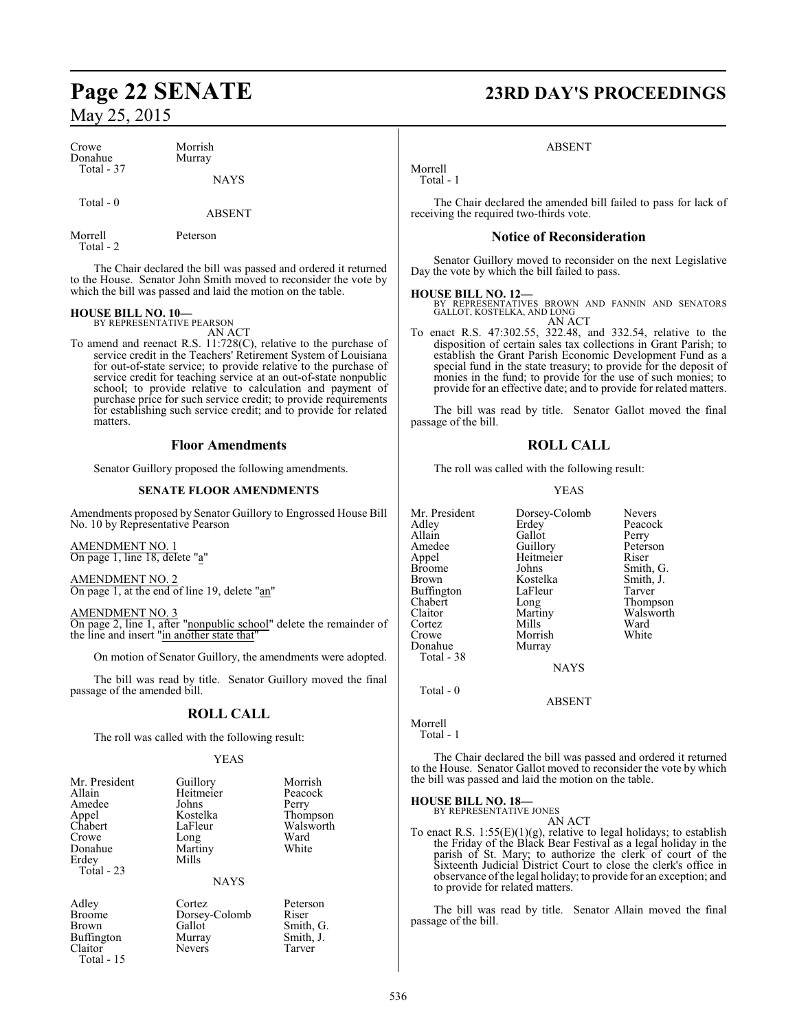| Crowe | Morrish |
|---|---|
| Donahue | Murray |
| Total - 37 | |

NAYS

Total - 0

ABSENT

| Morrell | Peterson |
|---|---|
| Total - 2 | |

The Chair declared the bill was passed and ordered it returned to the House. Senator John Smith moved to reconsider the vote by which the bill was passed and laid the motion on the table.

**HOUSE BILL NO. 10—**
BY REPRESENTATIVE PEARSON
AN ACT

To amend and reenact R.S. 11:728(C), relative to the purchase of service credit in the Teachers' Retirement System of Louisiana for out-of-state service; to provide relative to the purchase of service credit for teaching service at an out-of-state nonpublic school; to provide relative to calculation and payment of purchase price for such service credit; to provide requirements for establishing such service credit; and to provide for related matters.

## Floor Amendments

Senator Guillory proposed the following amendments.

### SENATE FLOOR AMENDMENTS

Amendments proposed by Senator Guillory to Engrossed House Bill No. 10 by Representative Pearson

AMENDMENT NO. 1
On page 1, line 18, delete "a"

AMENDMENT NO. 2
On page 1, at the end of line 19, delete "an"

AMENDMENT NO. 3
On page 2, line 1, after "nonpublic school" delete the remainder of the line and insert "in another state that"

On motion of Senator Guillory, the amendments were adopted.

The bill was read by title. Senator Guillory moved the final passage of the amended bill.

## ROLL CALL

The roll was called with the following result:

YEAS

| Mr. President | Guillory | Morrish |
|---|---|---|
| Allain | Heitmeier | Peacock |
| Amedee | Johns | Perry |
| Appel | Kostelka | Thompson |
| Chabert | LaFleur | Walsworth |
| Crowe | Long | Ward |
| Donahue | Martiny | White |
| Erdey | Mills | |
| Total - 23 | | |

NAYS

| Adley | Cortez | Peterson |
|---|---|---|
| Broome | Dorsey-Colomb | Riser |
| Brown | Gallot | Smith, G. |
| Buffington | Murray | Smith, J. |
| Claitor | Nevers | Tarver |
| Total - 15 | | |

ABSENT

| Morrell |
|---|
| Total - 1 |

The Chair declared the amended bill failed to pass for lack of receiving the required two-thirds vote.

## Notice of Reconsideration

Senator Guillory moved to reconsider on the next Legislative Day the vote by which the bill failed to pass.

**HOUSE BILL NO. 12—**
BY REPRESENTATIVES BROWN AND FANNIN AND SENATORS GALLOT, KOSTELKA, AND LONG
AN ACT

To enact R.S. 47:302.55, 322.48, and 332.54, relative to the disposition of certain sales tax collections in Grant Parish; to establish the Grant Parish Economic Development Fund as a special fund in the state treasury; to provide for the deposit of monies in the fund; to provide for the use of such monies; to provide for an effective date; and to provide for related matters.

The bill was read by title. Senator Gallot moved the final passage of the bill.

## ROLL CALL

The roll was called with the following result:

YEAS

| Mr. President | Dorsey-Colomb | Nevers |
|---|---|---|
| Adley | Erdey | Peacock |
| Allain | Gallot | Perry |
| Amedee | Guillory | Peterson |
| Appel | Heitmeier | Riser |
| Broome | Johns | Smith, G. |
| Brown | Kostelka | Smith, J. |
| Buffington | LaFleur | Tarver |
| Chabert | Long | Thompson |
| Claitor | Martiny | Walsworth |
| Cortez | Mills | Ward |
| Crowe | Morrish | White |
| Donahue | Murray | |
| Total - 38 | | |

NAYS

Total - 0

ABSENT

| Morrell |
|---|
| Total - 1 |

The Chair declared the bill was passed and ordered it returned to the House. Senator Gallot moved to reconsider the vote by which the bill was passed and laid the motion on the table.

**HOUSE BILL NO. 18—**
BY REPRESENTATIVE JONES
AN ACT

To enact R.S. 1:55(E)(1)(g), relative to legal holidays; to establish the Friday of the Black Bear Festival as a legal holiday in the parish of St. Mary; to authorize the clerk of court of the Sixteenth Judicial District Court to close the clerk's office in observance of the legal holiday; to provide for an exception; and to provide for related matters.

The bill was read by title. Senator Allain moved the final passage of the bill.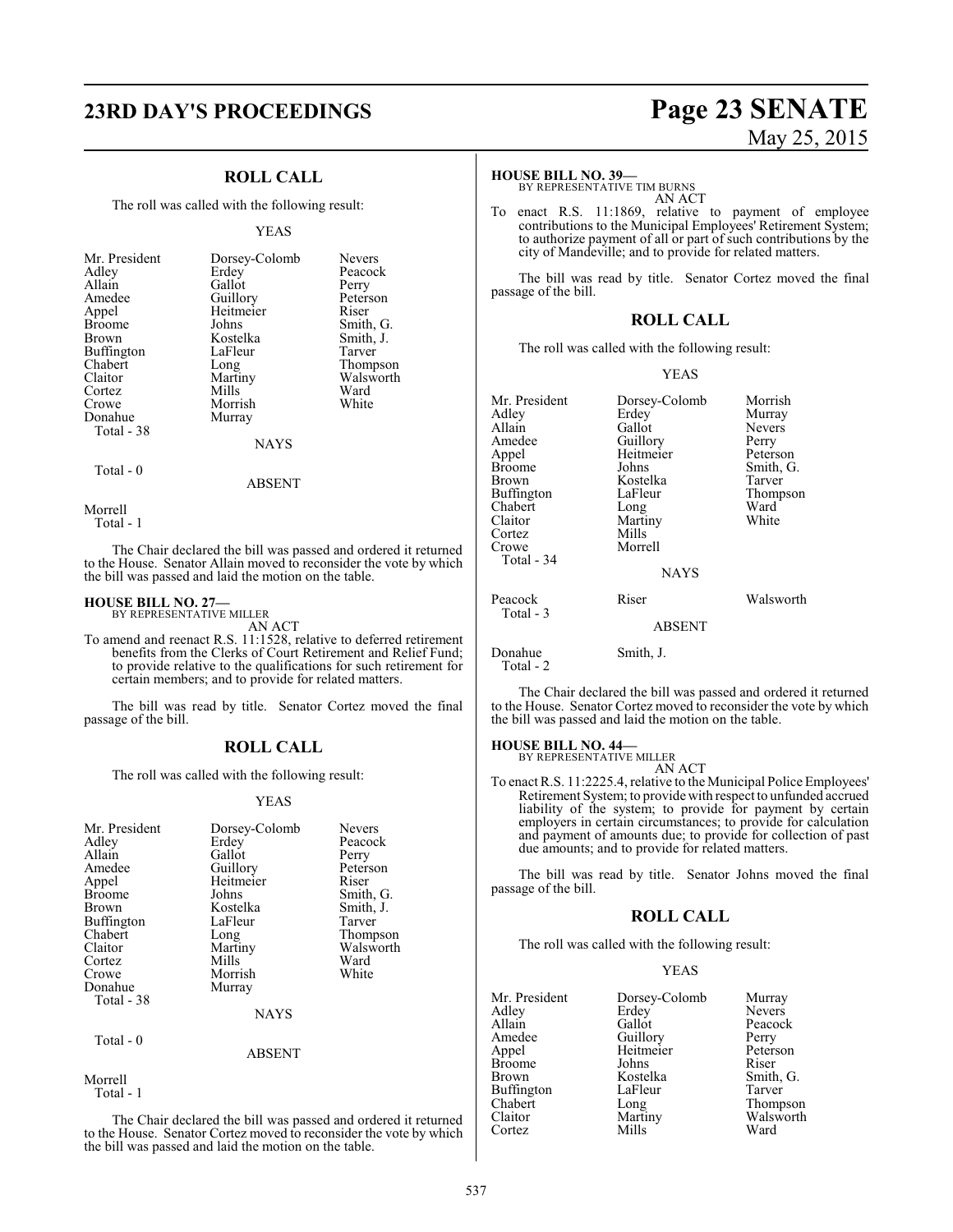## ROLL CALL

The roll was called with the following result:

YEAS

| | | |
|---|---|---|
| Mr. President | Dorsey-Colomb | Nevers |
| Adley | Erdey | Peacock |
| Allain | Gallot | Perry |
| Amedee | Guillory | Peterson |
| Appel | Heitmeier | Riser |
| Broome | Johns | Smith, G. |
| Brown | Kostelka | Smith, J. |
| Buffington | LaFleur | Tarver |
| Chabert | Long | Thompson |
| Claitor | Martiny | Walsworth |
| Cortez | Mills | Ward |
| Crowe | Morrish | White |
| Donahue | Murray | |
| Total - 38 | | |

NAYS

Total - 0

ABSENT

Morrell
Total - 1

The Chair declared the bill was passed and ordered it returned to the House. Senator Allain moved to reconsider the vote by which the bill was passed and laid the motion on the table.

**HOUSE BILL NO. 27—**
BY REPRESENTATIVE MILLER
AN ACT

To amend and reenact R.S. 11:1528, relative to deferred retirement benefits from the Clerks of Court Retirement and Relief Fund; to provide relative to the qualifications for such retirement for certain members; and to provide for related matters.

The bill was read by title. Senator Cortez moved the final passage of the bill.

## ROLL CALL

The roll was called with the following result:

YEAS

| | | |
|---|---|---|
| Mr. President | Dorsey-Colomb | Nevers |
| Adley | Erdey | Peacock |
| Allain | Gallot | Perry |
| Amedee | Guillory | Peterson |
| Appel | Heitmeier | Riser |
| Broome | Johns | Smith, G. |
| Brown | Kostelka | Smith, J. |
| Buffington | LaFleur | Tarver |
| Chabert | Long | Thompson |
| Claitor | Martiny | Walsworth |
| Cortez | Mills | Ward |
| Crowe | Morrish | White |
| Donahue | Murray | |
| Total - 38 | | |

NAYS

Total - 0

ABSENT

Morrell
Total - 1

The Chair declared the bill was passed and ordered it returned to the House. Senator Cortez moved to reconsider the vote by which the bill was passed and laid the motion on the table.

**HOUSE BILL NO. 39—**
BY REPRESENTATIVE TIM BURNS
AN ACT

To enact R.S. 11:1869, relative to payment of employee contributions to the Municipal Employees' Retirement System; to authorize payment of all or part of such contributions by the city of Mandeville; and to provide for related matters.

The bill was read by title. Senator Cortez moved the final passage of the bill.

## ROLL CALL

The roll was called with the following result:

YEAS

| | | |
|---|---|---|
| Mr. President | Dorsey-Colomb | Morrish |
| Adley | Erdey | Murray |
| Allain | Gallot | Nevers |
| Amedee | Guillory | Perry |
| Appel | Heitmeier | Peterson |
| Broome | Johns | Smith, G. |
| Brown | Kostelka | Tarver |
| Buffington | LaFleur | Thompson |
| Chabert | Long | Ward |
| Claitor | Martiny | White |
| Cortez | Mills | |
| Crowe | Morrell | |
| Total - 34 | | |

NAYS

| | | |
|---|---|---|
| Peacock | Riser | Walsworth |
| Total - 3 | | |

ABSENT

| | |
|---|---|
| Donahue | Smith, J. |
| Total - 2 | |

The Chair declared the bill was passed and ordered it returned to the House. Senator Cortez moved to reconsider the vote by which the bill was passed and laid the motion on the table.

**HOUSE BILL NO. 44—**
BY REPRESENTATIVE MILLER
AN ACT

To enact R.S. 11:2225.4, relative to the Municipal Police Employees' Retirement System; to provide with respect to unfunded accrued liability of the system; to provide for payment by certain employers in certain circumstances; to provide for calculation and payment of amounts due; to provide for collection of past due amounts; and to provide for related matters.

The bill was read by title. Senator Johns moved the final passage of the bill.

## ROLL CALL

The roll was called with the following result:

YEAS

| | | |
|---|---|---|
| Mr. President | Dorsey-Colomb | Murray |
| Adley | Erdey | Nevers |
| Allain | Gallot | Peacock |
| Amedee | Guillory | Perry |
| Appel | Heitmeier | Peterson |
| Broome | Johns | Riser |
| Brown | Kostelka | Smith, G. |
| Buffington | LaFleur | Tarver |
| Chabert | Long | Thompson |
| Claitor | Martiny | Walsworth |
| Cortez | Mills | Ward |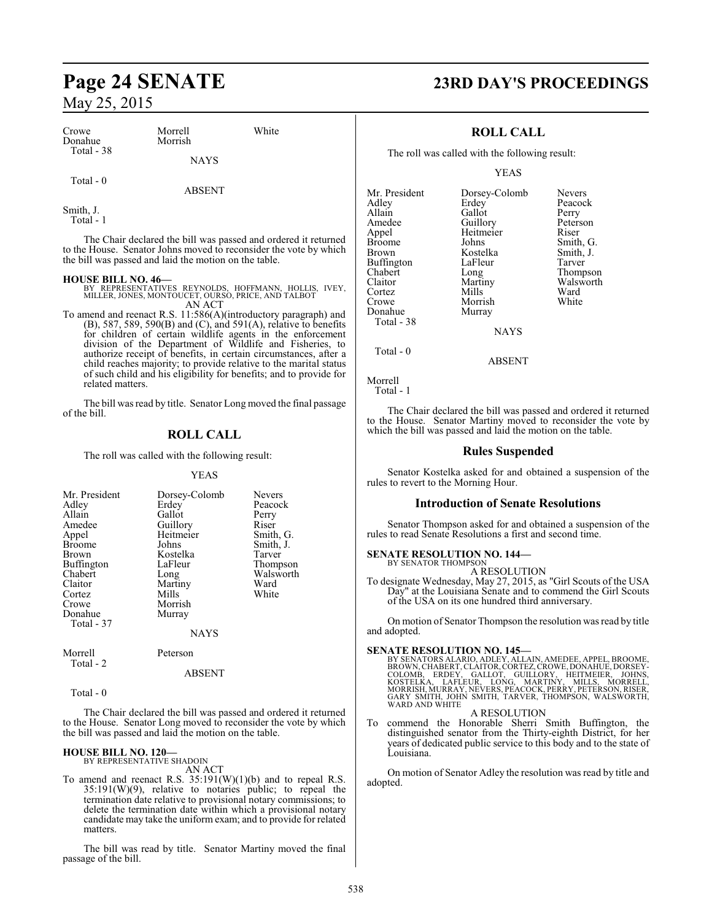| | | |
|---|---|---|
| Crowe | Morrell | White |
| Donahue | Morrish | |
| Total - 38 | | |

NAYS

Total - 0

ABSENT

Smith, J.
Total - 1

The Chair declared the bill was passed and ordered it returned to the House. Senator Johns moved to reconsider the vote by which the bill was passed and laid the motion on the table.

**HOUSE BILL NO. 46—**
BY REPRESENTATIVES REYNOLDS, HOFFMANN, HOLLIS, IVEY, MILLER, JONES, MONTOUCET, OURSO, PRICE, AND TALBOT

AN ACT

To amend and reenact R.S. 11:586(A)(introductory paragraph) and (B), 587, 589, 590(B) and (C), and 591(A), relative to benefits for children of certain wildlife agents in the enforcement division of the Department of Wildlife and Fisheries, to authorize receipt of benefits, in certain circumstances, after a child reaches majority; to provide relative to the marital status of such child and his eligibility for benefits; and to provide for related matters.

The bill was read by title. Senator Long moved the final passage of the bill.

## ROLL CALL

The roll was called with the following result:

YEAS

| | | |
|---|---|---|
| Mr. President | Dorsey-Colomb | Nevers |
| Adley | Erdey | Peacock |
| Allain | Gallot | Perry |
| Amedee | Guillory | Riser |
| Appel | Heitmeier | Smith, G. |
| Broome | Johns | Smith, J. |
| Brown | Kostelka | Tarver |
| Buffington | LaFleur | Thompson |
| Chabert | Long | Walsworth |
| Claitor | Martiny | Ward |
| Cortez | Mills | White |
| Crowe | Morrish | |
| Donahue | Murray | |
| Total - 37 | | |

NAYS

| | |
|---|---|
| Morrell | Peterson |
| Total - 2 | |

ABSENT

Total - 0

The Chair declared the bill was passed and ordered it returned to the House. Senator Long moved to reconsider the vote by which the bill was passed and laid the motion on the table.

**HOUSE BILL NO. 120—**
BY REPRESENTATIVE SHADOIN

AN ACT

To amend and reenact R.S. 35:191(W)(1)(b) and to repeal R.S. 35:191(W)(9), relative to notaries public; to repeal the termination date relative to provisional notary commissions; to delete the termination date within which a provisional notary candidate may take the uniform exam; and to provide for related matters.

The bill was read by title. Senator Martiny moved the final passage of the bill.

## ROLL CALL

The roll was called with the following result:

YEAS

| | | |
|---|---|---|
| Mr. President | Dorsey-Colomb | Nevers |
| Adley | Erdey | Peacock |
| Allain | Gallot | Perry |
| Amedee | Guillory | Peterson |
| Appel | Heitmeier | Riser |
| Broome | Johns | Smith, G. |
| Brown | Kostelka | Smith, J. |
| Buffington | LaFleur | Tarver |
| Chabert | Long | Thompson |
| Claitor | Martiny | Walsworth |
| Cortez | Mills | Ward |
| Crowe | Morrish | White |
| Donahue | Murray | |
| Total - 38 | | |

NAYS

Total - 0

ABSENT

Morrell
Total - 1

The Chair declared the bill was passed and ordered it returned to the House. Senator Martiny moved to reconsider the vote by which the bill was passed and laid the motion on the table.

## Rules Suspended

Senator Kostelka asked for and obtained a suspension of the rules to revert to the Morning Hour.

## Introduction of Senate Resolutions

Senator Thompson asked for and obtained a suspension of the rules to read Senate Resolutions a first and second time.

**SENATE RESOLUTION NO. 144—**
BY SENATOR THOMPSON

A RESOLUTION

To designate Wednesday, May 27, 2015, as "Girl Scouts of the USA Day" at the Louisiana Senate and to commend the Girl Scouts of the USA on its one hundred third anniversary.

On motion of Senator Thompson the resolution was read by title and adopted.

**SENATE RESOLUTION NO. 145—**
BY SENATORS ALARIO, ADLEY, ALLAIN, AMEDEE, APPEL, BROOME, BROWN, CHABERT, CLAITOR, CORTEZ, CROWE, DONAHUE, DORSEY-COLOMB, ERDEY, GALLOT, GUILLORY, HEITMEIER, JOHNS, KOSTELKA, LAFLEUR, LONG, MARTINY, MILLS, MORRELL, MORRISH, MURRAY, NEVERS, PEACOCK, PERRY, PETERSON, RISER, GARY SMITH, JOHN SMITH, TARVER, THOMPSON, WALSWORTH, WARD AND WHITE

A RESOLUTION

To commend the Honorable Sherri Smith Buffington, the distinguished senator from the Thirty-eighth District, for her years of dedicated public service to this body and to the state of Louisiana.

On motion of Senator Adley the resolution was read by title and adopted.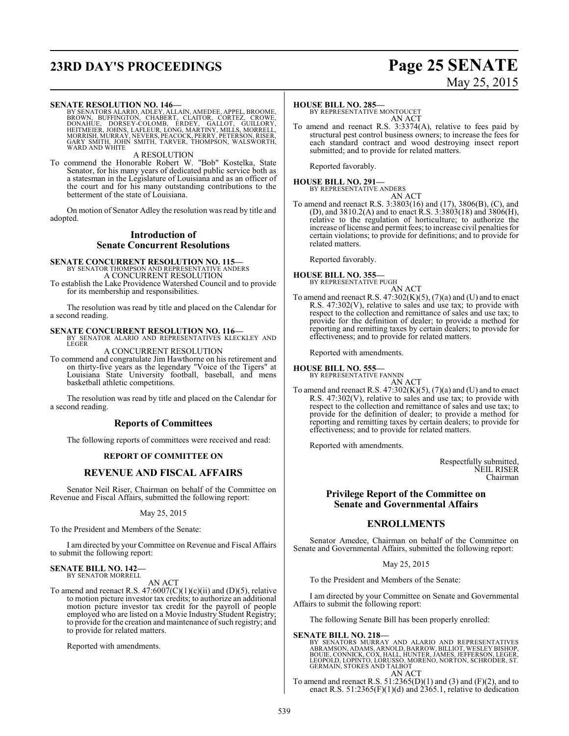**SENATE RESOLUTION NO. 146—**
BY SENATORS ALARIO, ADLEY, ALLAIN, AMEDEE, APPEL, BROOME, BROWN, BUFFINGTON, CHABERT, CLAITOR, CORTEZ, CROWE, DONAHUE, DORSEY-COLOMB, ERDEY, GALLOT, GUILLORY, HEITMEIER, JOHNS, LAFLEUR, LONG, MARTINY, MILLS, MORRELL, MORRISH, MURRAY, NEVERS, PEACOCK, PERRY, PETERSON, RISER, GARY SMITH, JOHN SMITH, TARVER, THOMPSON, WALSWORTH, WARD AND WHITE

A RESOLUTION

To commend the Honorable Robert W. "Bob" Kostelka, State Senator, for his many years of dedicated public service both as a statesman in the Legislature of Louisiana and as an officer of the court and for his many outstanding contributions to the betterment of the state of Louisiana.

On motion of Senator Adley the resolution was read by title and adopted.

## Introduction of Senate Concurrent Resolutions

**SENATE CONCURRENT RESOLUTION NO. 115—**
BY SENATOR THOMPSON AND REPRESENTATIVE ANDERS

A CONCURRENT RESOLUTION

To establish the Lake Providence Watershed Council and to provide for its membership and responsibilities.

The resolution was read by title and placed on the Calendar for a second reading.

**SENATE CONCURRENT RESOLUTION NO. 116—**
BY SENATOR ALARIO AND REPRESENTATIVES KLECKLEY AND LEGER

A CONCURRENT RESOLUTION

To commend and congratulate Jim Hawthorne on his retirement and on thirty-five years as the legendary "Voice of the Tigers" at Louisiana State University football, baseball, and mens basketball athletic competitions.

The resolution was read by title and placed on the Calendar for a second reading.

## Reports of Committees

The following reports of committees were received and read:

### REPORT OF COMMITTEE ON

## REVENUE AND FISCAL AFFAIRS

Senator Neil Riser, Chairman on behalf of the Committee on Revenue and Fiscal Affairs, submitted the following report:

May 25, 2015

To the President and Members of the Senate:

I am directed by your Committee on Revenue and Fiscal Affairs to submit the following report:

**SENATE BILL NO. 142—**
BY SENATOR MORRELL

AN ACT

To amend and reenact R.S. 47:6007(C)(1)(c)(ii) and (D)(5), relative to motion picture investor tax credits; to authorize an additional motion picture investor tax credit for the payroll of people employed who are listed on a Movie Industry Student Registry; to provide for the creation and maintenance of such registry; and to provide for related matters.

Reported with amendments.

**HOUSE BILL NO. 285—**
BY REPRESENTATIVE MONTOUCET

AN ACT

To amend and reenact R.S. 3:3374(A), relative to fees paid by structural pest control business owners; to increase the fees for each standard contract and wood destroying insect report submitted; and to provide for related matters.

Reported favorably.

**HOUSE BILL NO. 291—**
BY REPRESENTATIVE ANDERS

AN ACT

To amend and reenact R.S. 3:3803(16) and (17), 3806(B), (C), and (D), and 3810.2(A) and to enact R.S. 3:3803(18) and 3806(H), relative to the regulation of horticulture; to authorize the increase of license and permit fees; to increase civil penalties for certain violations; to provide for definitions; and to provide for related matters.

Reported favorably.

**HOUSE BILL NO. 355—**
BY REPRESENTATIVE PUGH

AN ACT

To amend and reenact R.S. 47:302(K)(5), (7)(a) and (U) and to enact R.S. 47:302(V), relative to sales and use tax; to provide with respect to the collection and remittance of sales and use tax; to provide for the definition of dealer; to provide a method for reporting and remitting taxes by certain dealers; to provide for effectiveness; and to provide for related matters.

Reported with amendments.

**HOUSE BILL NO. 555—**
BY REPRESENTATIVE FANNIN

AN ACT

To amend and reenact R.S. 47:302(K)(5), (7)(a) and (U) and to enact R.S. 47:302(V), relative to sales and use tax; to provide with respect to the collection and remittance of sales and use tax; to provide for the definition of dealer; to provide a method for reporting and remitting taxes by certain dealers; to provide for effectiveness; and to provide for related matters.

Reported with amendments.

Respectfully submitted,
NEIL RISER
Chairman

## Privilege Report of the Committee on Senate and Governmental Affairs

## ENROLLMENTS

Senator Amedee, Chairman on behalf of the Committee on Senate and Governmental Affairs, submitted the following report:

May 25, 2015

To the President and Members of the Senate:

I am directed by your Committee on Senate and Governmental Affairs to submit the following report:

The following Senate Bill has been properly enrolled:

**SENATE BILL NO. 218—**
BY SENATORS MURRAY AND ALARIO AND REPRESENTATIVES ABRAMSON, ADAMS, ARNOLD, BARROW, BILLIOT, WESLEY BISHOP, BOUIE, CONNICK, COX, HALL, HUNTER, JAMES, JEFFERSON, LEGER, LEOPOLD, LOPINTO, LORUSSO, MORENO, NORTON, SCHRODER, ST. GERMAIN, STOKES AND TALBOT

AN ACT

To amend and reenact R.S. 51:2365(D)(1) and (3) and (F)(2), and to enact R.S. 51:2365(F)(1)(d) and 2365.1, relative to dedication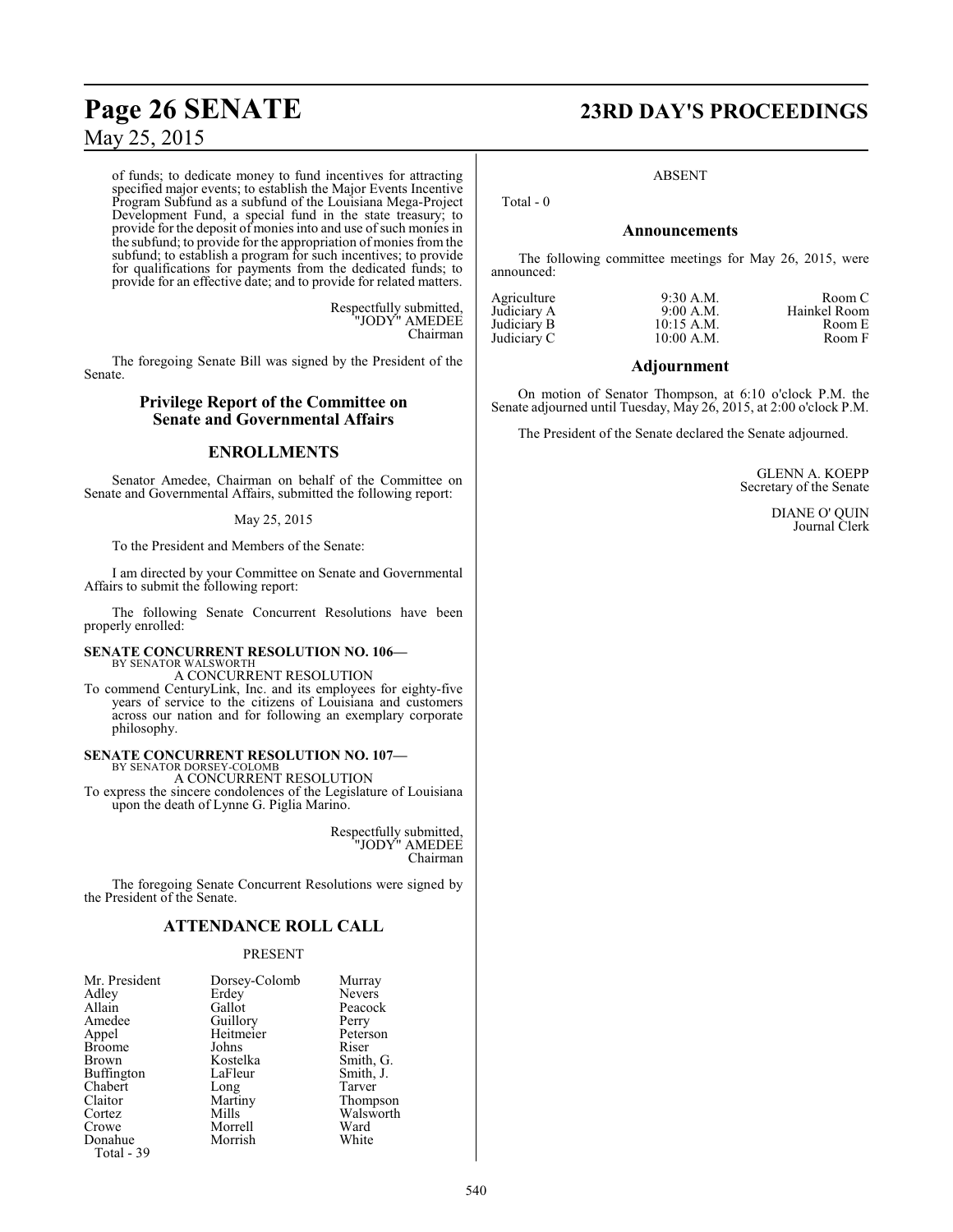of funds; to dedicate money to fund incentives for attracting specified major events; to establish the Major Events Incentive Program Subfund as a subfund of the Louisiana Mega-Project Development Fund, a special fund in the state treasury; to provide for the deposit of monies into and use of such monies in the subfund; to provide for the appropriation of monies from the subfund; to establish a program for such incentives; to provide for qualifications for payments from the dedicated funds; to provide for an effective date; and to provide for related matters.

Respectfully submitted,
"JODY" AMEDEE
Chairman

The foregoing Senate Bill was signed by the President of the Senate.

## Privilege Report of the Committee on Senate and Governmental Affairs

## ENROLLMENTS

Senator Amedee, Chairman on behalf of the Committee on Senate and Governmental Affairs, submitted the following report:

May 25, 2015

To the President and Members of the Senate:

I am directed by your Committee on Senate and Governmental Affairs to submit the following report:

The following Senate Concurrent Resolutions have been properly enrolled:

**SENATE CONCURRENT RESOLUTION NO. 106—**
BY SENATOR WALSWORTH
A CONCURRENT RESOLUTION
To commend CenturyLink, Inc. and its employees for eighty-five years of service to the citizens of Louisiana and customers across our nation and for following an exemplary corporate philosophy.

**SENATE CONCURRENT RESOLUTION NO. 107—**
BY SENATOR DORSEY-COLOMB
A CONCURRENT RESOLUTION
To express the sincere condolences of the Legislature of Louisiana upon the death of Lynne G. Piglia Marino.

Respectfully submitted,
"JODY" AMEDEE
Chairman

The foregoing Senate Concurrent Resolutions were signed by the President of the Senate.

## ATTENDANCE ROLL CALL

PRESENT

| | | |
|---|---|---|
| Mr. President | Dorsey-Colomb | Murray |
| Adley | Erdey | Nevers |
| Allain | Gallot | Peacock |
| Amedee | Guillory | Perry |
| Appel | Heitmeier | Peterson |
| Broome | Johns | Riser |
| Brown | Kostelka | Smith, G. |
| Buffington | LaFleur | Smith, J. |
| Chabert | Long | Tarver |
| Claitor | Martiny | Thompson |
| Cortez | Mills | Walsworth |
| Crowe | Morrell | Ward |
| Donahue | Morrish | White |

Total - 39

ABSENT

Total - 0

## Announcements

The following committee meetings for May 26, 2015, were announced:

| | | |
|---|---|---|
| Agriculture | 9:30 A.M. | Room C |
| Judiciary A | 9:00 A.M. | Hainkel Room |
| Judiciary B | 10:15 A.M. | Room E |
| Judiciary C | 10:00 A.M. | Room F |

## Adjournment

On motion of Senator Thompson, at 6:10 o'clock P.M. the Senate adjourned until Tuesday, May 26, 2015, at 2:00 o'clock P.M.

The President of the Senate declared the Senate adjourned.

GLENN A. KOEPP
Secretary of the Senate

DIANE O' QUIN
Journal Clerk